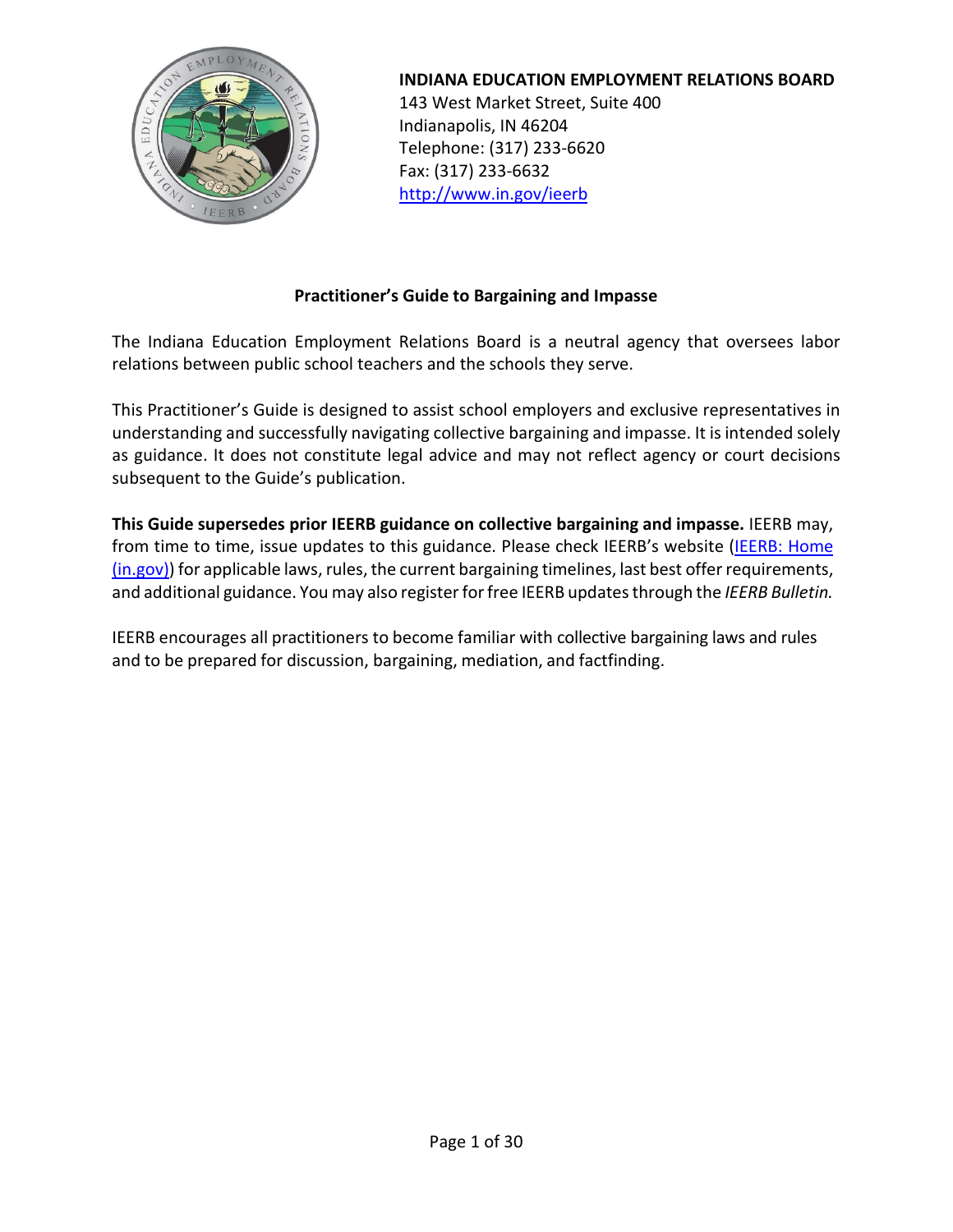**INDIANA EDUCATION EMPLOYMENT RELATIONS BOARD**
143 West Market Street, Suite 400
Indianapolis, IN 46204
Telephone: (317) 233-6620
Fax: (317) 233-6632
[http://www.in.gov/ieerb](http://www.in.gov/ieerb)

# Practitioner's Guide to Bargaining and Impasse

The Indiana Education Employment Relations Board is a neutral agency that oversees labor relations between public school teachers and the schools they serve.

This Practitioner's Guide is designed to assist school employers and exclusive representatives in understanding and successfully navigating collective bargaining and impasse. It is intended solely as guidance. It does not constitute legal advice and may not reflect agency or court decisions subsequent to the Guide's publication.

**This Guide supersedes prior IEERB guidance on collective bargaining and impasse.** IEERB may, from time to time, issue updates to this guidance. Please check IEERB's website (IEERB: Home (in.gov)) for applicable laws, rules, the current bargaining timelines, last best offer requirements, and additional guidance. You may also register for free IEERB updates through the *IEERB Bulletin.*

IEERB encourages all practitioners to become familiar with collective bargaining laws and rules and to be prepared for discussion, bargaining, mediation, and factfinding.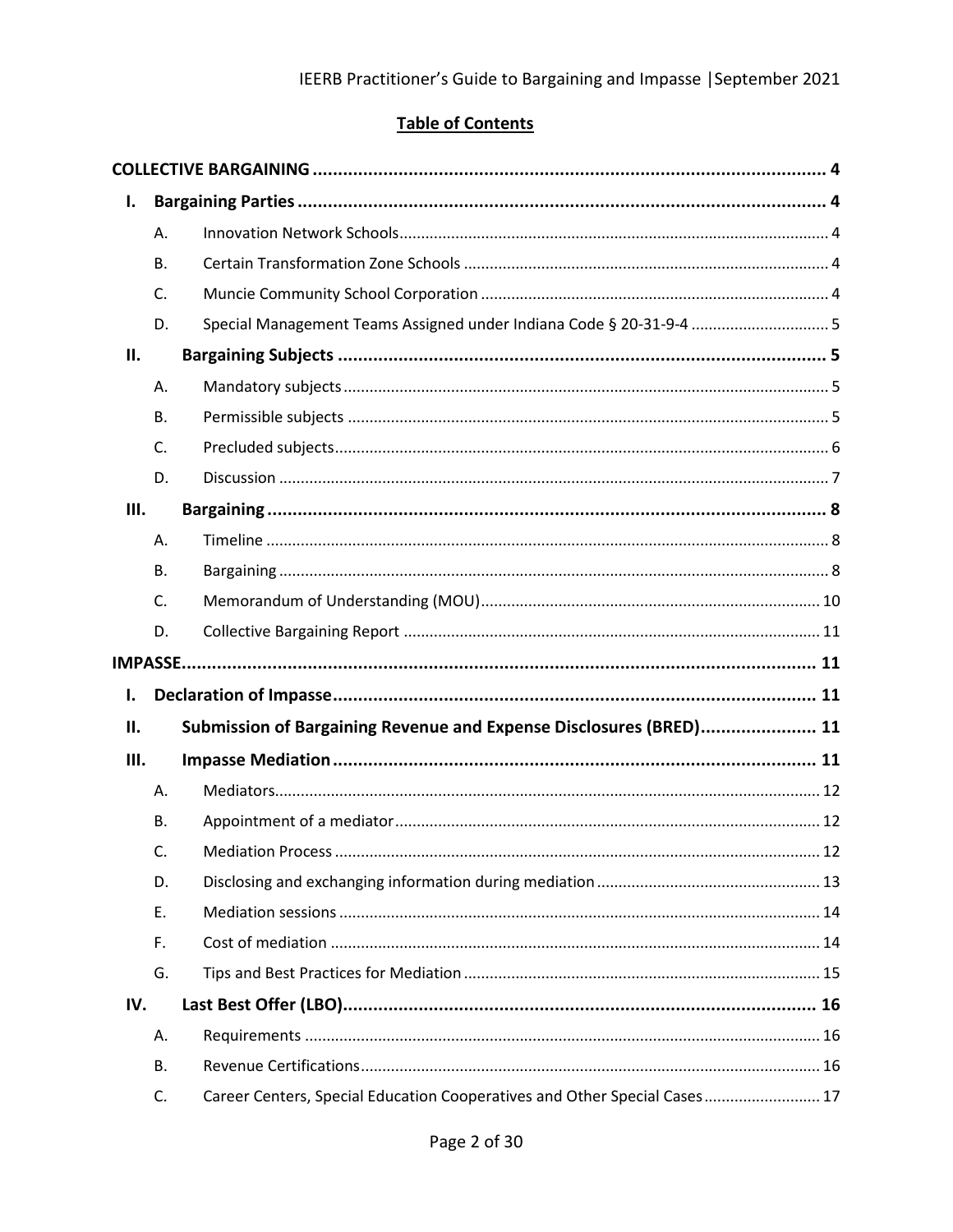## Table of Contents

**COLLECTIVE BARGAINING** .......... 4

**I. Bargaining Parties** .......... 4

- A. Innovation Network Schools .......... 4
- B. Certain Transformation Zone Schools .......... 4
- C. Muncie Community School Corporation .......... 4
- D. Special Management Teams Assigned under Indiana Code § 20-31-9-4 .......... 5

**II. Bargaining Subjects** .......... 5

- A. Mandatory subjects .......... 5
- B. Permissible subjects .......... 5
- C. Precluded subjects .......... 6
- D. Discussion .......... 7

**III. Bargaining** .......... 8

- A. Timeline .......... 8
- B. Bargaining .......... 8
- C. Memorandum of Understanding (MOU) .......... 10
- D. Collective Bargaining Report .......... 11

**IMPASSE** .......... 11

**I. Declaration of Impasse** .......... 11

**II. Submission of Bargaining Revenue and Expense Disclosures (BRED)** .......... 11

**III. Impasse Mediation** .......... 11

- A. Mediators .......... 12
- B. Appointment of a mediator .......... 12
- C. Mediation Process .......... 12
- D. Disclosing and exchanging information during mediation .......... 13
- E. Mediation sessions .......... 14
- F. Cost of mediation .......... 14
- G. Tips and Best Practices for Mediation .......... 15

**IV. Last Best Offer (LBO)** .......... 16

- A. Requirements .......... 16
- B. Revenue Certifications .......... 16
- C. Career Centers, Special Education Cooperatives and Other Special Cases .......... 17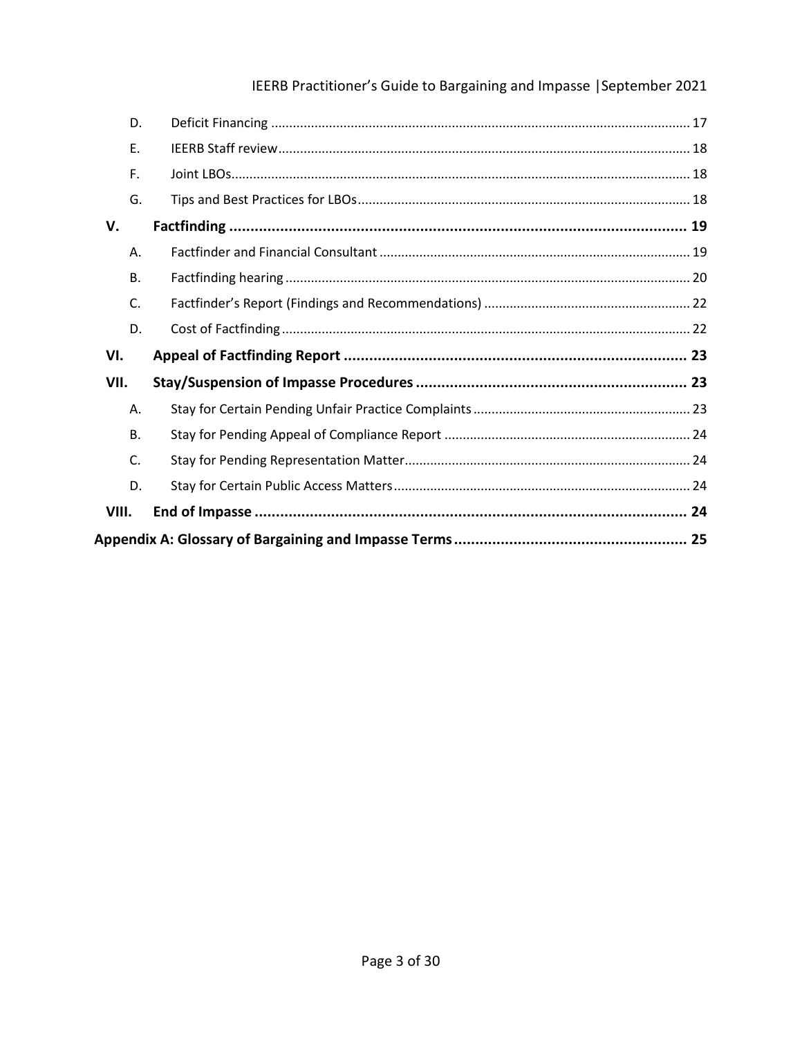- D. Deficit Financing ... 17
- E. IEERB Staff review ... 18
- F. Joint LBOs ... 18
- G. Tips and Best Practices for LBOs ... 18

**V. Factfinding ... 19**

- A. Factfinder and Financial Consultant ... 19
- B. Factfinding hearing ... 20
- C. Factfinder's Report (Findings and Recommendations) ... 22
- D. Cost of Factfinding ... 22

**VI. Appeal of Factfinding Report ... 23**

**VII. Stay/Suspension of Impasse Procedures ... 23**

- A. Stay for Certain Pending Unfair Practice Complaints ... 23
- B. Stay for Pending Appeal of Compliance Report ... 24
- C. Stay for Pending Representation Matter ... 24
- D. Stay for Certain Public Access Matters ... 24

**VIII. End of Impasse ... 24**

**Appendix A: Glossary of Bargaining and Impasse Terms ... 25**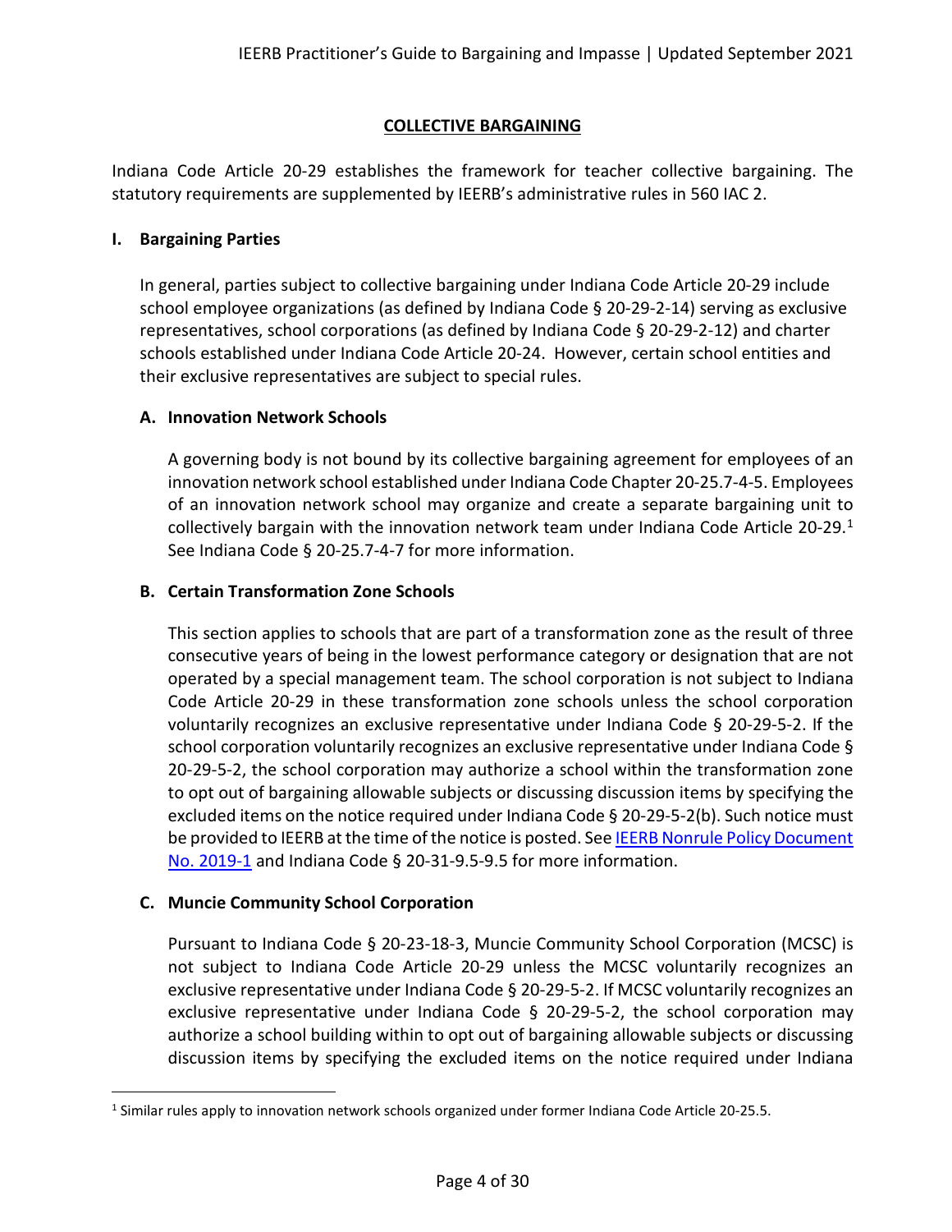## COLLECTIVE BARGAINING

Indiana Code Article 20-29 establishes the framework for teacher collective bargaining. The statutory requirements are supplemented by IEERB's administrative rules in 560 IAC 2.

### I. Bargaining Parties

In general, parties subject to collective bargaining under Indiana Code Article 20-29 include school employee organizations (as defined by Indiana Code § 20-29-2-14) serving as exclusive representatives, school corporations (as defined by Indiana Code § 20-29-2-12) and charter schools established under Indiana Code Article 20-24. However, certain school entities and their exclusive representatives are subject to special rules.

#### A. Innovation Network Schools

A governing body is not bound by its collective bargaining agreement for employees of an innovation network school established under Indiana Code Chapter 20-25.7-4-5. Employees of an innovation network school may organize and create a separate bargaining unit to collectively bargain with the innovation network team under Indiana Code Article 20-29.[1] See Indiana Code § 20-25.7-4-7 for more information.

#### B. Certain Transformation Zone Schools

This section applies to schools that are part of a transformation zone as the result of three consecutive years of being in the lowest performance category or designation that are not operated by a special management team. The school corporation is not subject to Indiana Code Article 20-29 in these transformation zone schools unless the school corporation voluntarily recognizes an exclusive representative under Indiana Code § 20-29-5-2. If the school corporation voluntarily recognizes an exclusive representative under Indiana Code § 20-29-5-2, the school corporation may authorize a school within the transformation zone to opt out of bargaining allowable subjects or discussing discussion items by specifying the excluded items on the notice required under Indiana Code § 20-29-5-2(b). Such notice must be provided to IEERB at the time of the notice is posted. See IEERB Nonrule Policy Document No. 2019-1 and Indiana Code § 20-31-9.5-9.5 for more information.

#### C. Muncie Community School Corporation

Pursuant to Indiana Code § 20-23-18-3, Muncie Community School Corporation (MCSC) is not subject to Indiana Code Article 20-29 unless the MCSC voluntarily recognizes an exclusive representative under Indiana Code § 20-29-5-2. If MCSC voluntarily recognizes an exclusive representative under Indiana Code § 20-29-5-2, the school corporation may authorize a school building within to opt out of bargaining allowable subjects or discussing discussion items by specifying the excluded items on the notice required under Indiana

[1] Similar rules apply to innovation network schools organized under former Indiana Code Article 20-25.5.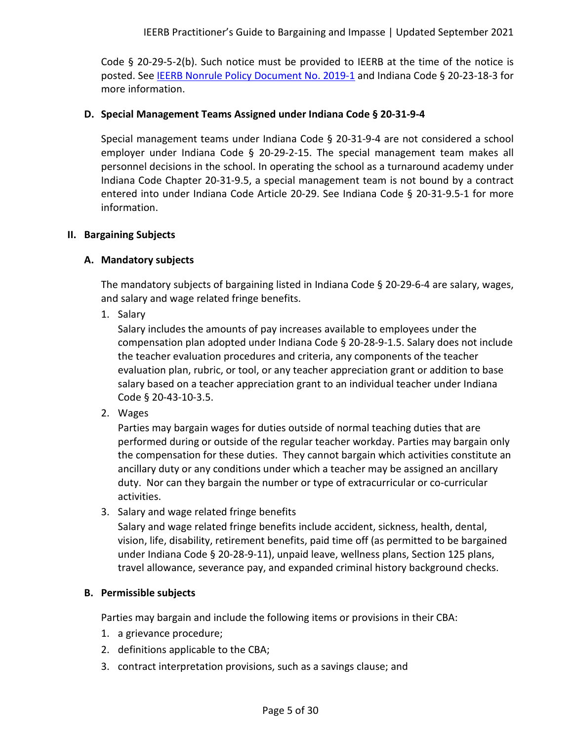Code § 20-29-5-2(b). Such notice must be provided to IEERB at the time of the notice is posted. See [IEERB Nonrule Policy Document No. 2019-1] and Indiana Code § 20-23-18-3 for more information.

### D. Special Management Teams Assigned under Indiana Code § 20-31-9-4

Special management teams under Indiana Code § 20-31-9-4 are not considered a school employer under Indiana Code § 20-29-2-15. The special management team makes all personnel decisions in the school. In operating the school as a turnaround academy under Indiana Code Chapter 20-31-9.5, a special management team is not bound by a contract entered into under Indiana Code Article 20-29. See Indiana Code § 20-31-9.5-1 for more information.

## II. Bargaining Subjects

### A. Mandatory subjects

The mandatory subjects of bargaining listed in Indiana Code § 20-29-6-4 are salary, wages, and salary and wage related fringe benefits.

1. Salary

   Salary includes the amounts of pay increases available to employees under the compensation plan adopted under Indiana Code § 20-28-9-1.5. Salary does not include the teacher evaluation procedures and criteria, any components of the teacher evaluation plan, rubric, or tool, or any teacher appreciation grant or addition to base salary based on a teacher appreciation grant to an individual teacher under Indiana Code § 20-43-10-3.5.

2. Wages

   Parties may bargain wages for duties outside of normal teaching duties that are performed during or outside of the regular teacher workday. Parties may bargain only the compensation for these duties. They cannot bargain which activities constitute an ancillary duty or any conditions under which a teacher may be assigned an ancillary duty. Nor can they bargain the number or type of extracurricular or co-curricular activities.

3. Salary and wage related fringe benefits

   Salary and wage related fringe benefits include accident, sickness, health, dental, vision, life, disability, retirement benefits, paid time off (as permitted to be bargained under Indiana Code § 20-28-9-11), unpaid leave, wellness plans, Section 125 plans, travel allowance, severance pay, and expanded criminal history background checks.

### B. Permissible subjects

Parties may bargain and include the following items or provisions in their CBA:

1. a grievance procedure;
2. definitions applicable to the CBA;
3. contract interpretation provisions, such as a savings clause; and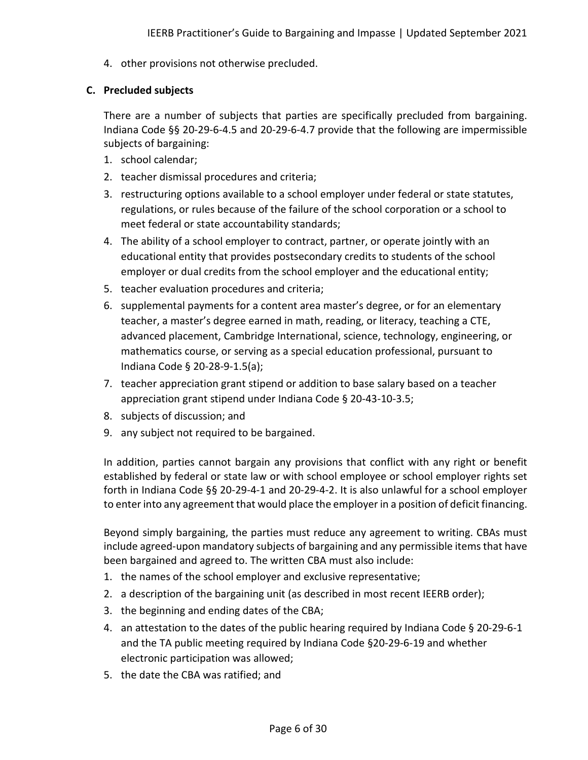4. other provisions not otherwise precluded.

### C. Precluded subjects

There are a number of subjects that parties are specifically precluded from bargaining. Indiana Code §§ 20-29-6-4.5 and 20-29-6-4.7 provide that the following are impermissible subjects of bargaining:

1. school calendar;
2. teacher dismissal procedures and criteria;
3. restructuring options available to a school employer under federal or state statutes, regulations, or rules because of the failure of the school corporation or a school to meet federal or state accountability standards;
4. The ability of a school employer to contract, partner, or operate jointly with an educational entity that provides postsecondary credits to students of the school employer or dual credits from the school employer and the educational entity;
5. teacher evaluation procedures and criteria;
6. supplemental payments for a content area master's degree, or for an elementary teacher, a master's degree earned in math, reading, or literacy, teaching a CTE, advanced placement, Cambridge International, science, technology, engineering, or mathematics course, or serving as a special education professional, pursuant to Indiana Code § 20-28-9-1.5(a);
7. teacher appreciation grant stipend or addition to base salary based on a teacher appreciation grant stipend under Indiana Code § 20-43-10-3.5;
8. subjects of discussion; and
9. any subject not required to be bargained.

In addition, parties cannot bargain any provisions that conflict with any right or benefit established by federal or state law or with school employee or school employer rights set forth in Indiana Code §§ 20-29-4-1 and 20-29-4-2. It is also unlawful for a school employer to enter into any agreement that would place the employer in a position of deficit financing.

Beyond simply bargaining, the parties must reduce any agreement to writing. CBAs must include agreed-upon mandatory subjects of bargaining and any permissible items that have been bargained and agreed to. The written CBA must also include:

1. the names of the school employer and exclusive representative;
2. a description of the bargaining unit (as described in most recent IEERB order);
3. the beginning and ending dates of the CBA;
4. an attestation to the dates of the public hearing required by Indiana Code § 20-29-6-1 and the TA public meeting required by Indiana Code §20-29-6-19 and whether electronic participation was allowed;
5. the date the CBA was ratified; and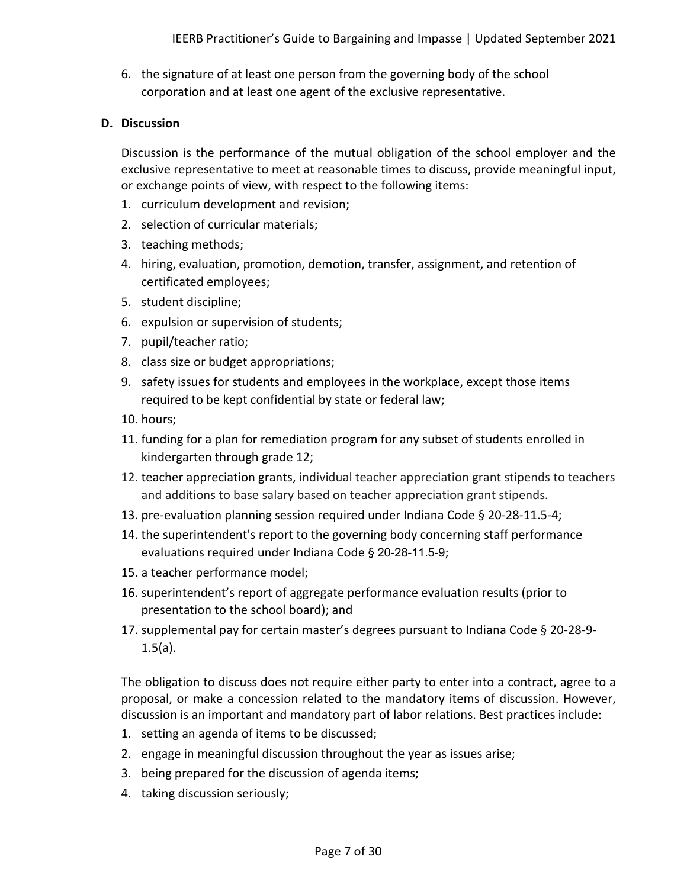6. the signature of at least one person from the governing body of the school corporation and at least one agent of the exclusive representative.

### D. Discussion

Discussion is the performance of the mutual obligation of the school employer and the exclusive representative to meet at reasonable times to discuss, provide meaningful input, or exchange points of view, with respect to the following items:

1. curriculum development and revision;
2. selection of curricular materials;
3. teaching methods;
4. hiring, evaluation, promotion, demotion, transfer, assignment, and retention of certificated employees;
5. student discipline;
6. expulsion or supervision of students;
7. pupil/teacher ratio;
8. class size or budget appropriations;
9. safety issues for students and employees in the workplace, except those items required to be kept confidential by state or federal law;
10. hours;
11. funding for a plan for remediation program for any subset of students enrolled in kindergarten through grade 12;
12. teacher appreciation grants, individual teacher appreciation grant stipends to teachers and additions to base salary based on teacher appreciation grant stipends.
13. pre-evaluation planning session required under Indiana Code § 20-28-11.5-4;
14. the superintendent's report to the governing body concerning staff performance evaluations required under Indiana Code § 20-28-11.5-9;
15. a teacher performance model;
16. superintendent's report of aggregate performance evaluation results (prior to presentation to the school board); and
17. supplemental pay for certain master's degrees pursuant to Indiana Code § 20-28-9-1.5(a).

The obligation to discuss does not require either party to enter into a contract, agree to a proposal, or make a concession related to the mandatory items of discussion. However, discussion is an important and mandatory part of labor relations. Best practices include:

1. setting an agenda of items to be discussed;
2. engage in meaningful discussion throughout the year as issues arise;
3. being prepared for the discussion of agenda items;
4. taking discussion seriously;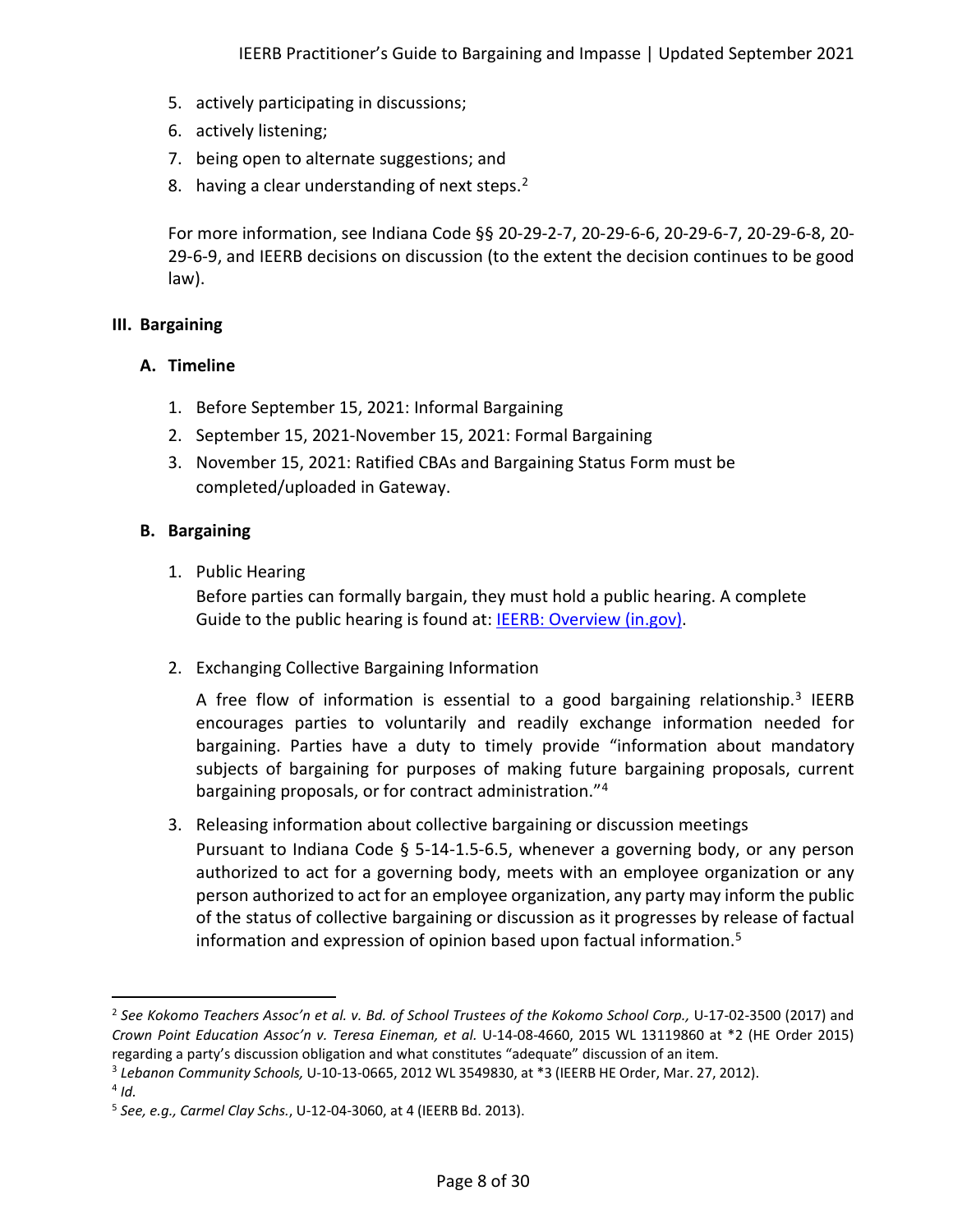5. actively participating in discussions;
6. actively listening;
7. being open to alternate suggestions; and
8. having a clear understanding of next steps.[2]

For more information, see Indiana Code §§ 20-29-2-7, 20-29-6-6, 20-29-6-7, 20-29-6-8, 20-29-6-9, and IEERB decisions on discussion (to the extent the decision continues to be good law).

## III. Bargaining

### A. Timeline

1. Before September 15, 2021: Informal Bargaining
2. September 15, 2021-November 15, 2021: Formal Bargaining
3. November 15, 2021: Ratified CBAs and Bargaining Status Form must be completed/uploaded in Gateway.

### B. Bargaining

1. Public Hearing

   Before parties can formally bargain, they must hold a public hearing. A complete Guide to the public hearing is found at: [IEERB: Overview (in.gov)](IEERB: Overview (in.gov)).

2. Exchanging Collective Bargaining Information

   A free flow of information is essential to a good bargaining relationship.[3] IEERB encourages parties to voluntarily and readily exchange information needed for bargaining. Parties have a duty to timely provide "information about mandatory subjects of bargaining for purposes of making future bargaining proposals, current bargaining proposals, or for contract administration."[4]

3. Releasing information about collective bargaining or discussion meetings

   Pursuant to Indiana Code § 5-14-1.5-6.5, whenever a governing body, or any person authorized to act for a governing body, meets with an employee organization or any person authorized to act for an employee organization, any party may inform the public of the status of collective bargaining or discussion as it progresses by release of factual information and expression of opinion based upon factual information.[5]

---

[2] *See Kokomo Teachers Assoc'n et al. v. Bd. of School Trustees of the Kokomo School Corp.,* U-17-02-3500 (2017) and *Crown Point Education Assoc'n v. Teresa Eineman, et al.* U-14-08-4660, 2015 WL 13119860 at *2 (HE Order 2015) regarding a party's discussion obligation and what constitutes "adequate" discussion of an item.

[3] *Lebanon Community Schools,* U-10-13-0665, 2012 WL 3549830, at *3 (IEERB HE Order, Mar. 27, 2012).

[4] *Id.*

[5] *See, e.g., Carmel Clay Schs.*, U-12-04-3060, at 4 (IEERB Bd. 2013).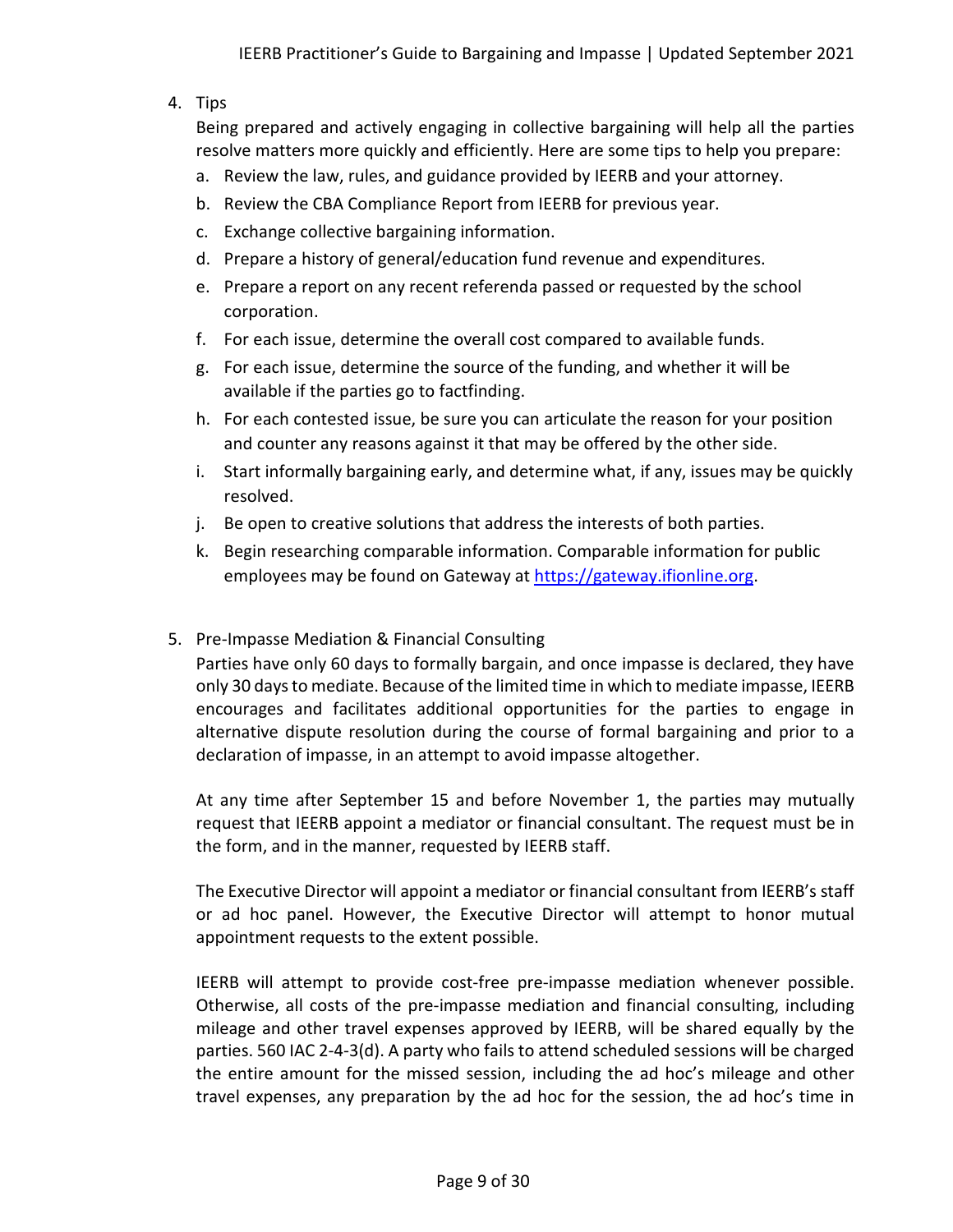4. Tips

   Being prepared and actively engaging in collective bargaining will help all the parties resolve matters more quickly and efficiently. Here are some tips to help you prepare:

   a. Review the law, rules, and guidance provided by IEERB and your attorney.
   b. Review the CBA Compliance Report from IEERB for previous year.
   c. Exchange collective bargaining information.
   d. Prepare a history of general/education fund revenue and expenditures.
   e. Prepare a report on any recent referenda passed or requested by the school corporation.
   f. For each issue, determine the overall cost compared to available funds.
   g. For each issue, determine the source of the funding, and whether it will be available if the parties go to factfinding.
   h. For each contested issue, be sure you can articulate the reason for your position and counter any reasons against it that may be offered by the other side.
   i. Start informally bargaining early, and determine what, if any, issues may be quickly resolved.
   j. Be open to creative solutions that address the interests of both parties.
   k. Begin researching comparable information. Comparable information for public employees may be found on Gateway at [https://gateway.ifionline.org](https://gateway.ifionline.org).

5. Pre-Impasse Mediation & Financial Consulting

   Parties have only 60 days to formally bargain, and once impasse is declared, they have only 30 days to mediate. Because of the limited time in which to mediate impasse, IEERB encourages and facilitates additional opportunities for the parties to engage in alternative dispute resolution during the course of formal bargaining and prior to a declaration of impasse, in an attempt to avoid impasse altogether.

   At any time after September 15 and before November 1, the parties may mutually request that IEERB appoint a mediator or financial consultant. The request must be in the form, and in the manner, requested by IEERB staff.

   The Executive Director will appoint a mediator or financial consultant from IEERB's staff or ad hoc panel. However, the Executive Director will attempt to honor mutual appointment requests to the extent possible.

   IEERB will attempt to provide cost-free pre-impasse mediation whenever possible. Otherwise, all costs of the pre-impasse mediation and financial consulting, including mileage and other travel expenses approved by IEERB, will be shared equally by the parties. 560 IAC 2-4-3(d). A party who fails to attend scheduled sessions will be charged the entire amount for the missed session, including the ad hoc's mileage and other travel expenses, any preparation by the ad hoc for the session, the ad hoc's time in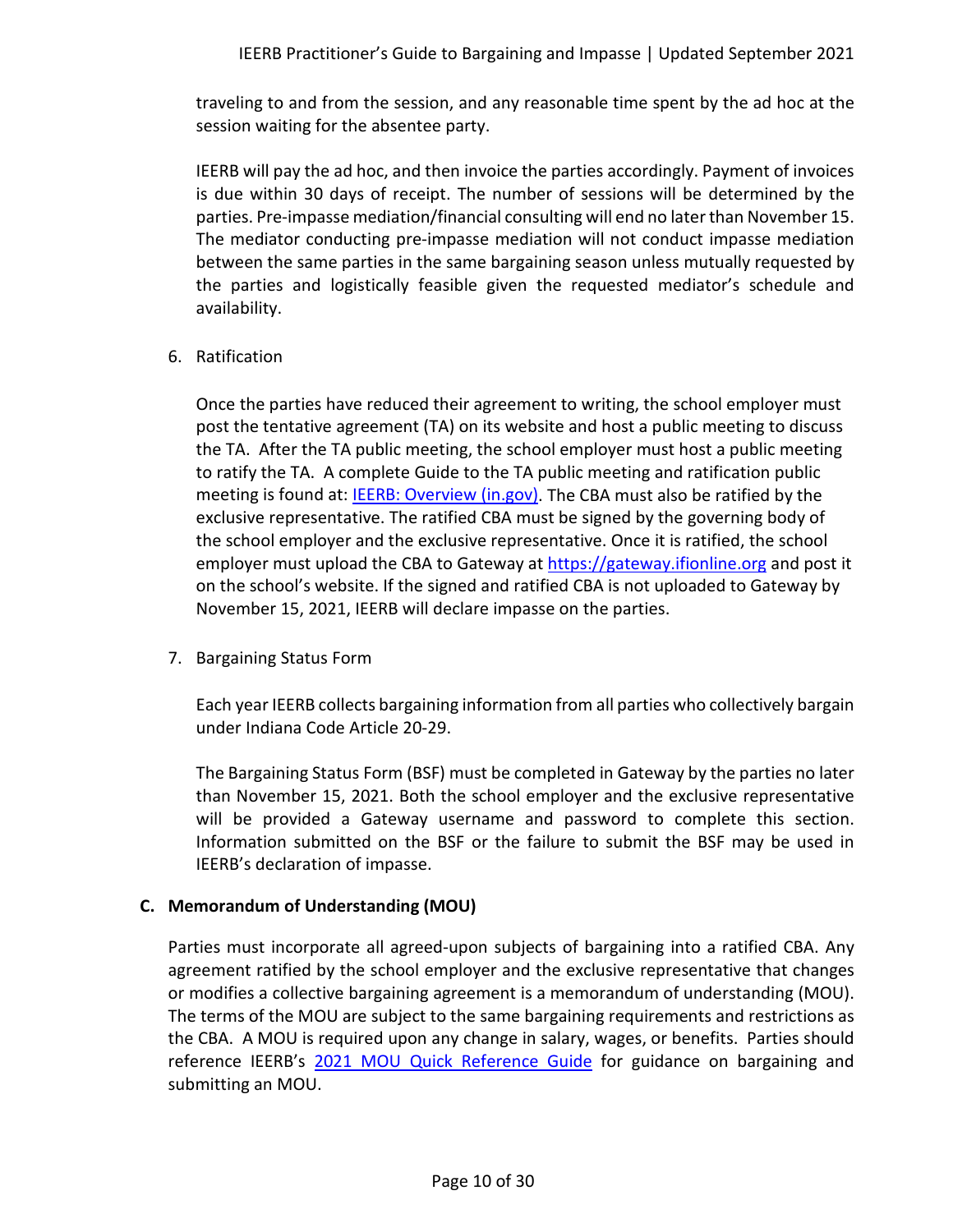traveling to and from the session, and any reasonable time spent by the ad hoc at the session waiting for the absentee party.

IEERB will pay the ad hoc, and then invoice the parties accordingly. Payment of invoices is due within 30 days of receipt. The number of sessions will be determined by the parties. Pre-impasse mediation/financial consulting will end no later than November 15. The mediator conducting pre-impasse mediation will not conduct impasse mediation between the same parties in the same bargaining season unless mutually requested by the parties and logistically feasible given the requested mediator's schedule and availability.

6. Ratification

   Once the parties have reduced their agreement to writing, the school employer must post the tentative agreement (TA) on its website and host a public meeting to discuss the TA. After the TA public meeting, the school employer must host a public meeting to ratify the TA. A complete Guide to the TA public meeting and ratification public meeting is found at: [IEERB: Overview (in.gov)](). The CBA must also be ratified by the exclusive representative. The ratified CBA must be signed by the governing body of the school employer and the exclusive representative. Once it is ratified, the school employer must upload the CBA to Gateway at [https://gateway.ifionline.org](https://gateway.ifionline.org) and post it on the school's website. If the signed and ratified CBA is not uploaded to Gateway by November 15, 2021, IEERB will declare impasse on the parties.

7. Bargaining Status Form

   Each year IEERB collects bargaining information from all parties who collectively bargain under Indiana Code Article 20-29.

   The Bargaining Status Form (BSF) must be completed in Gateway by the parties no later than November 15, 2021. Both the school employer and the exclusive representative will be provided a Gateway username and password to complete this section. Information submitted on the BSF or the failure to submit the BSF may be used in IEERB's declaration of impasse.

### C. Memorandum of Understanding (MOU)

Parties must incorporate all agreed-upon subjects of bargaining into a ratified CBA. Any agreement ratified by the school employer and the exclusive representative that changes or modifies a collective bargaining agreement is a memorandum of understanding (MOU). The terms of the MOU are subject to the same bargaining requirements and restrictions as the CBA. A MOU is required upon any change in salary, wages, or benefits. Parties should reference IEERB's [2021 MOU Quick Reference Guide]() for guidance on bargaining and submitting an MOU.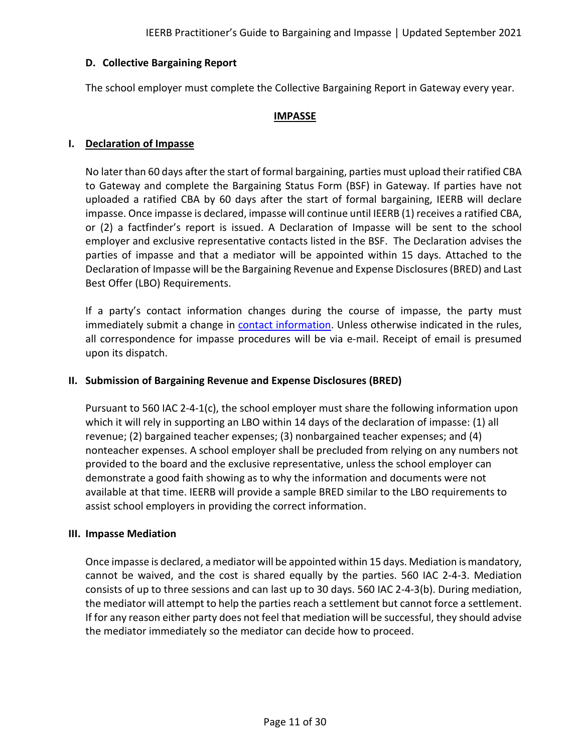### D. Collective Bargaining Report

The school employer must complete the Collective Bargaining Report in Gateway every year.

## IMPASSE

### I. Declaration of Impasse

No later than 60 days after the start of formal bargaining, parties must upload their ratified CBA to Gateway and complete the Bargaining Status Form (BSF) in Gateway. If parties have not uploaded a ratified CBA by 60 days after the start of formal bargaining, IEERB will declare impasse. Once impasse is declared, impasse will continue until IEERB (1) receives a ratified CBA, or (2) a factfinder's report is issued. A Declaration of Impasse will be sent to the school employer and exclusive representative contacts listed in the BSF. The Declaration advises the parties of impasse and that a mediator will be appointed within 15 days. Attached to the Declaration of Impasse will be the Bargaining Revenue and Expense Disclosures (BRED) and Last Best Offer (LBO) Requirements.

If a party's contact information changes during the course of impasse, the party must immediately submit a change in contact information. Unless otherwise indicated in the rules, all correspondence for impasse procedures will be via e-mail. Receipt of email is presumed upon its dispatch.

### II. Submission of Bargaining Revenue and Expense Disclosures (BRED)

Pursuant to 560 IAC 2-4-1(c), the school employer must share the following information upon which it will rely in supporting an LBO within 14 days of the declaration of impasse: (1) all revenue; (2) bargained teacher expenses; (3) nonbargained teacher expenses; and (4) nonteacher expenses. A school employer shall be precluded from relying on any numbers not provided to the board and the exclusive representative, unless the school employer can demonstrate a good faith showing as to why the information and documents were not available at that time. IEERB will provide a sample BRED similar to the LBO requirements to assist school employers in providing the correct information.

### III. Impasse Mediation

Once impasse is declared, a mediator will be appointed within 15 days. Mediation is mandatory, cannot be waived, and the cost is shared equally by the parties. 560 IAC 2-4-3. Mediation consists of up to three sessions and can last up to 30 days. 560 IAC 2-4-3(b). During mediation, the mediator will attempt to help the parties reach a settlement but cannot force a settlement. If for any reason either party does not feel that mediation will be successful, they should advise the mediator immediately so the mediator can decide how to proceed.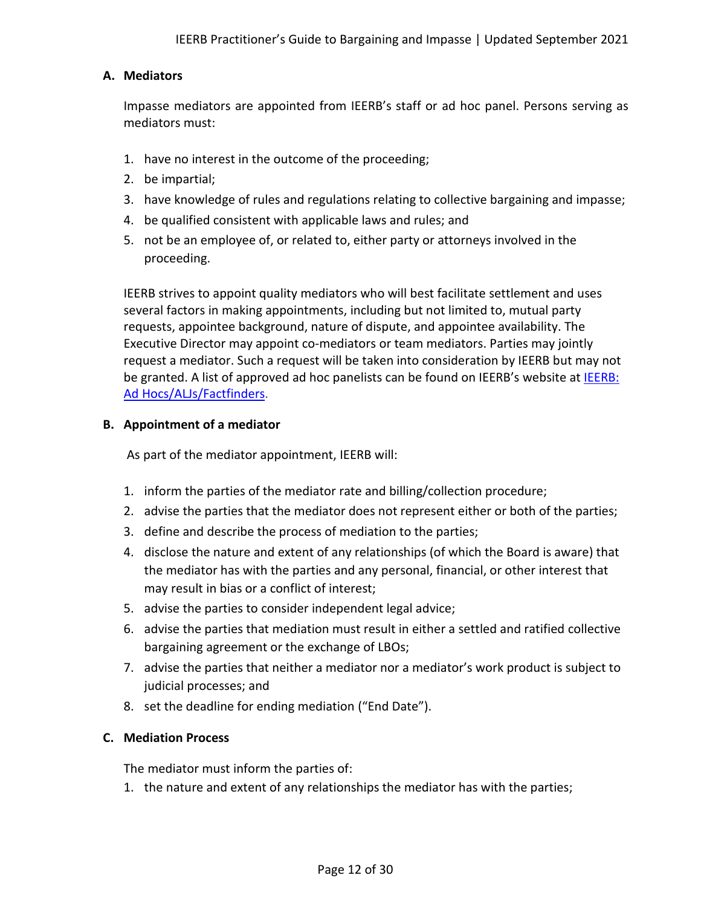### A. Mediators

Impasse mediators are appointed from IEERB's staff or ad hoc panel. Persons serving as mediators must:

1. have no interest in the outcome of the proceeding;
2. be impartial;
3. have knowledge of rules and regulations relating to collective bargaining and impasse;
4. be qualified consistent with applicable laws and rules; and
5. not be an employee of, or related to, either party or attorneys involved in the proceeding.

IEERB strives to appoint quality mediators who will best facilitate settlement and uses several factors in making appointments, including but not limited to, mutual party requests, appointee background, nature of dispute, and appointee availability. The Executive Director may appoint co-mediators or team mediators. Parties may jointly request a mediator. Such a request will be taken into consideration by IEERB but may not be granted. A list of approved ad hoc panelists can be found on IEERB's website at IEERB: Ad Hocs/ALJs/Factfinders.

### B. Appointment of a mediator

As part of the mediator appointment, IEERB will:

1. inform the parties of the mediator rate and billing/collection procedure;
2. advise the parties that the mediator does not represent either or both of the parties;
3. define and describe the process of mediation to the parties;
4. disclose the nature and extent of any relationships (of which the Board is aware) that the mediator has with the parties and any personal, financial, or other interest that may result in bias or a conflict of interest;
5. advise the parties to consider independent legal advice;
6. advise the parties that mediation must result in either a settled and ratified collective bargaining agreement or the exchange of LBOs;
7. advise the parties that neither a mediator nor a mediator's work product is subject to judicial processes; and
8. set the deadline for ending mediation ("End Date").

### C. Mediation Process

The mediator must inform the parties of:

1. the nature and extent of any relationships the mediator has with the parties;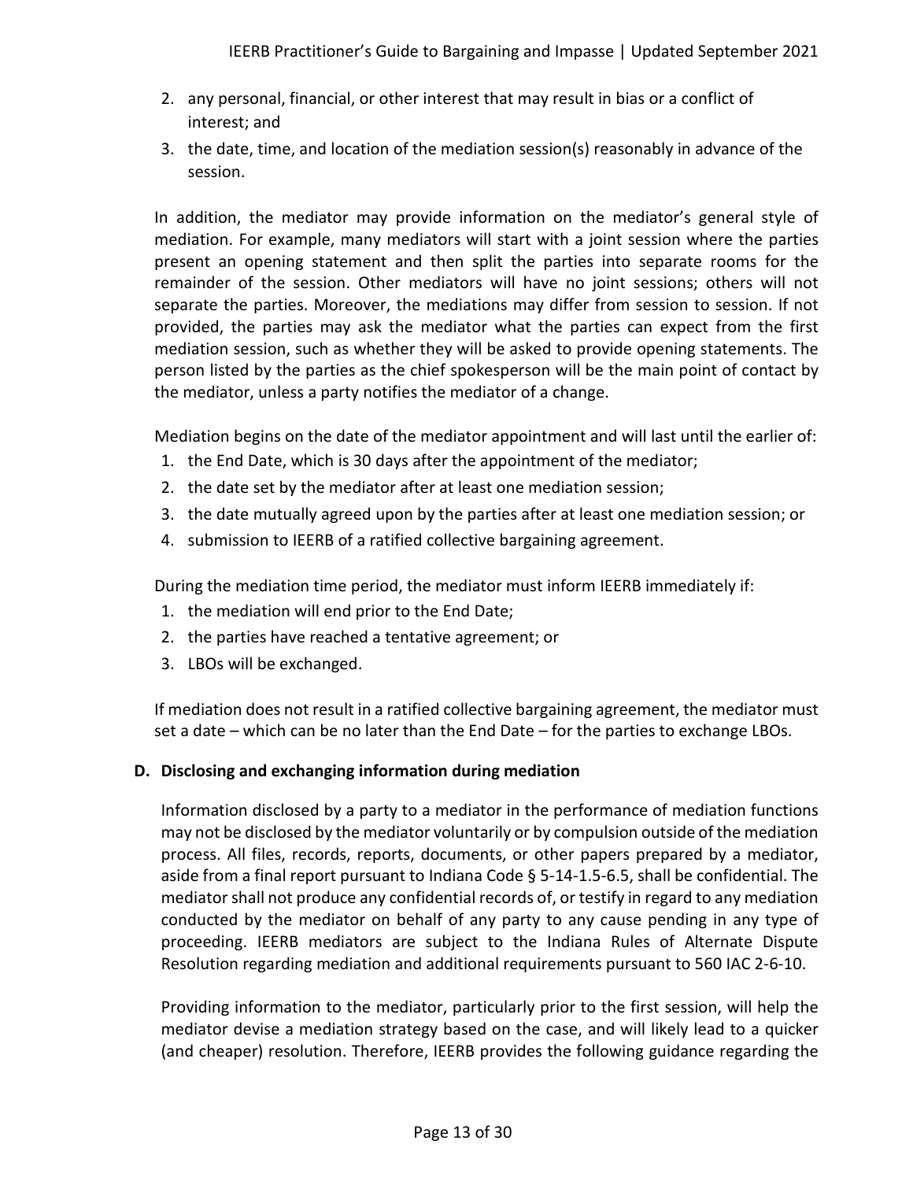2. any personal, financial, or other interest that may result in bias or a conflict of interest; and
3. the date, time, and location of the mediation session(s) reasonably in advance of the session.

In addition, the mediator may provide information on the mediator's general style of mediation. For example, many mediators will start with a joint session where the parties present an opening statement and then split the parties into separate rooms for the remainder of the session. Other mediators will have no joint sessions; others will not separate the parties. Moreover, the mediations may differ from session to session. If not provided, the parties may ask the mediator what the parties can expect from the first mediation session, such as whether they will be asked to provide opening statements. The person listed by the parties as the chief spokesperson will be the main point of contact by the mediator, unless a party notifies the mediator of a change.

Mediation begins on the date of the mediator appointment and will last until the earlier of:

1. the End Date, which is 30 days after the appointment of the mediator;
2. the date set by the mediator after at least one mediation session;
3. the date mutually agreed upon by the parties after at least one mediation session; or
4. submission to IEERB of a ratified collective bargaining agreement.

During the mediation time period, the mediator must inform IEERB immediately if:

1. the mediation will end prior to the End Date;
2. the parties have reached a tentative agreement; or
3. LBOs will be exchanged.

If mediation does not result in a ratified collective bargaining agreement, the mediator must set a date – which can be no later than the End Date – for the parties to exchange LBOs.

### D. Disclosing and exchanging information during mediation

Information disclosed by a party to a mediator in the performance of mediation functions may not be disclosed by the mediator voluntarily or by compulsion outside of the mediation process. All files, records, reports, documents, or other papers prepared by a mediator, aside from a final report pursuant to Indiana Code § 5-14-1.5-6.5, shall be confidential. The mediator shall not produce any confidential records of, or testify in regard to any mediation conducted by the mediator on behalf of any party to any cause pending in any type of proceeding. IEERB mediators are subject to the Indiana Rules of Alternate Dispute Resolution regarding mediation and additional requirements pursuant to 560 IAC 2-6-10.

Providing information to the mediator, particularly prior to the first session, will help the mediator devise a mediation strategy based on the case, and will likely lead to a quicker (and cheaper) resolution. Therefore, IEERB provides the following guidance regarding the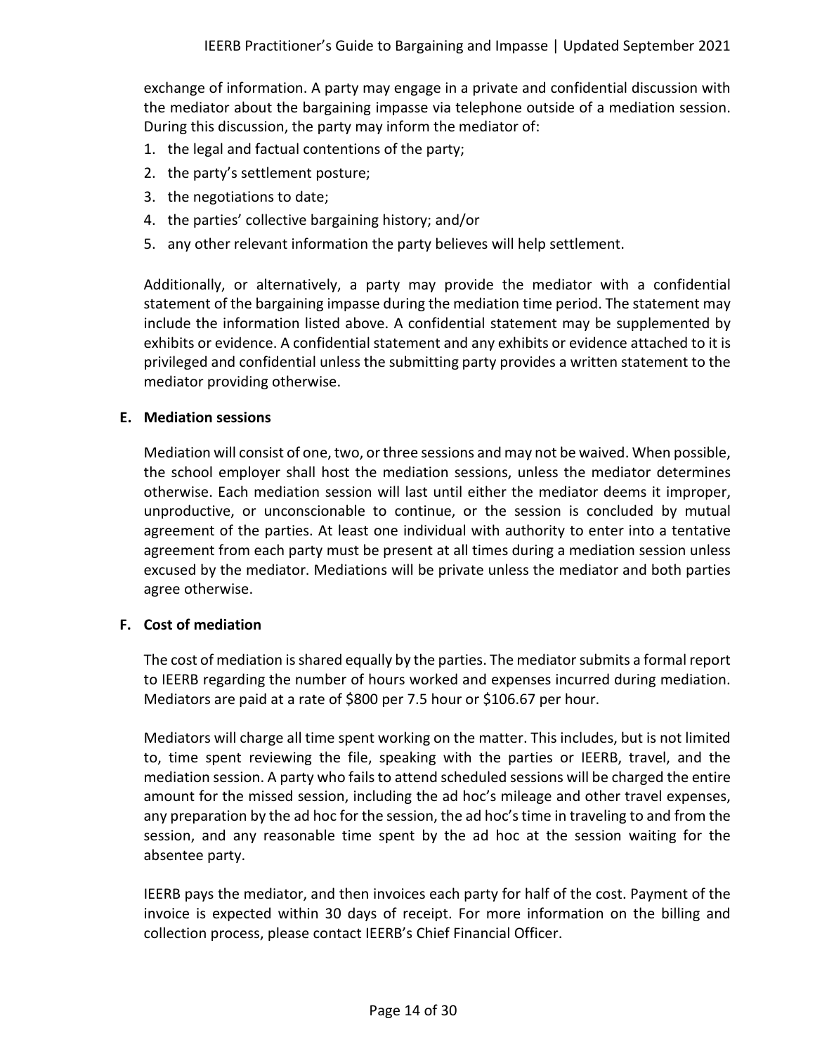exchange of information. A party may engage in a private and confidential discussion with the mediator about the bargaining impasse via telephone outside of a mediation session. During this discussion, the party may inform the mediator of:

1. the legal and factual contentions of the party;
2. the party's settlement posture;
3. the negotiations to date;
4. the parties' collective bargaining history; and/or
5. any other relevant information the party believes will help settlement.

Additionally, or alternatively, a party may provide the mediator with a confidential statement of the bargaining impasse during the mediation time period. The statement may include the information listed above. A confidential statement may be supplemented by exhibits or evidence. A confidential statement and any exhibits or evidence attached to it is privileged and confidential unless the submitting party provides a written statement to the mediator providing otherwise.

### E. Mediation sessions

Mediation will consist of one, two, or three sessions and may not be waived. When possible, the school employer shall host the mediation sessions, unless the mediator determines otherwise. Each mediation session will last until either the mediator deems it improper, unproductive, or unconscionable to continue, or the session is concluded by mutual agreement of the parties. At least one individual with authority to enter into a tentative agreement from each party must be present at all times during a mediation session unless excused by the mediator. Mediations will be private unless the mediator and both parties agree otherwise.

### F. Cost of mediation

The cost of mediation is shared equally by the parties. The mediator submits a formal report to IEERB regarding the number of hours worked and expenses incurred during mediation. Mediators are paid at a rate of $800 per 7.5 hour or $106.67 per hour.

Mediators will charge all time spent working on the matter. This includes, but is not limited to, time spent reviewing the file, speaking with the parties or IEERB, travel, and the mediation session. A party who fails to attend scheduled sessions will be charged the entire amount for the missed session, including the ad hoc's mileage and other travel expenses, any preparation by the ad hoc for the session, the ad hoc's time in traveling to and from the session, and any reasonable time spent by the ad hoc at the session waiting for the absentee party.

IEERB pays the mediator, and then invoices each party for half of the cost. Payment of the invoice is expected within 30 days of receipt. For more information on the billing and collection process, please contact IEERB's Chief Financial Officer.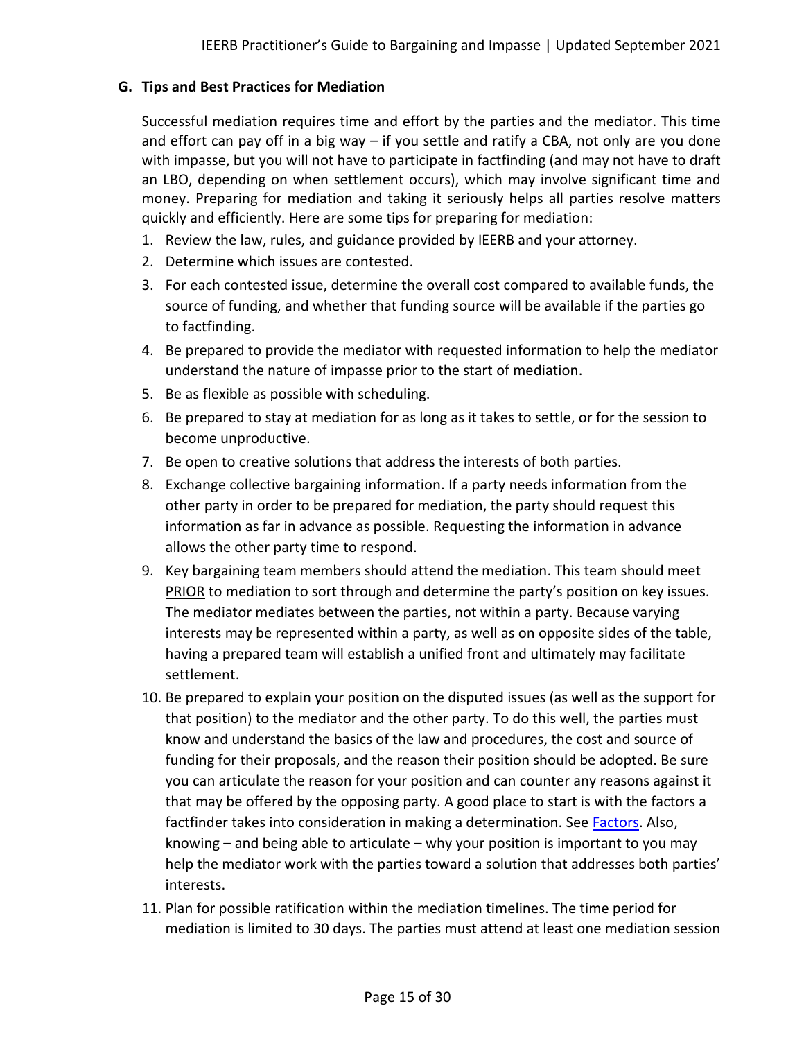### G. Tips and Best Practices for Mediation

Successful mediation requires time and effort by the parties and the mediator. This time and effort can pay off in a big way – if you settle and ratify a CBA, not only are you done with impasse, but you will not have to participate in factfinding (and may not have to draft an LBO, depending on when settlement occurs), which may involve significant time and money. Preparing for mediation and taking it seriously helps all parties resolve matters quickly and efficiently. Here are some tips for preparing for mediation:

1. Review the law, rules, and guidance provided by IEERB and your attorney.
2. Determine which issues are contested.
3. For each contested issue, determine the overall cost compared to available funds, the source of funding, and whether that funding source will be available if the parties go to factfinding.
4. Be prepared to provide the mediator with requested information to help the mediator understand the nature of impasse prior to the start of mediation.
5. Be as flexible as possible with scheduling.
6. Be prepared to stay at mediation for as long as it takes to settle, or for the session to become unproductive.
7. Be open to creative solutions that address the interests of both parties.
8. Exchange collective bargaining information. If a party needs information from the other party in order to be prepared for mediation, the party should request this information as far in advance as possible. Requesting the information in advance allows the other party time to respond.
9. Key bargaining team members should attend the mediation. This team should meet PRIOR to mediation to sort through and determine the party's position on key issues. The mediator mediates between the parties, not within a party. Because varying interests may be represented within a party, as well as on opposite sides of the table, having a prepared team will establish a unified front and ultimately may facilitate settlement.
10. Be prepared to explain your position on the disputed issues (as well as the support for that position) to the mediator and the other party. To do this well, the parties must know and understand the basics of the law and procedures, the cost and source of funding for their proposals, and the reason their position should be adopted. Be sure you can articulate the reason for your position and can counter any reasons against it that may be offered by the opposing party. A good place to start is with the factors a factfinder takes into consideration in making a determination. See Factors. Also, knowing – and being able to articulate – why your position is important to you may help the mediator work with the parties toward a solution that addresses both parties' interests.
11. Plan for possible ratification within the mediation timelines. The time period for mediation is limited to 30 days. The parties must attend at least one mediation session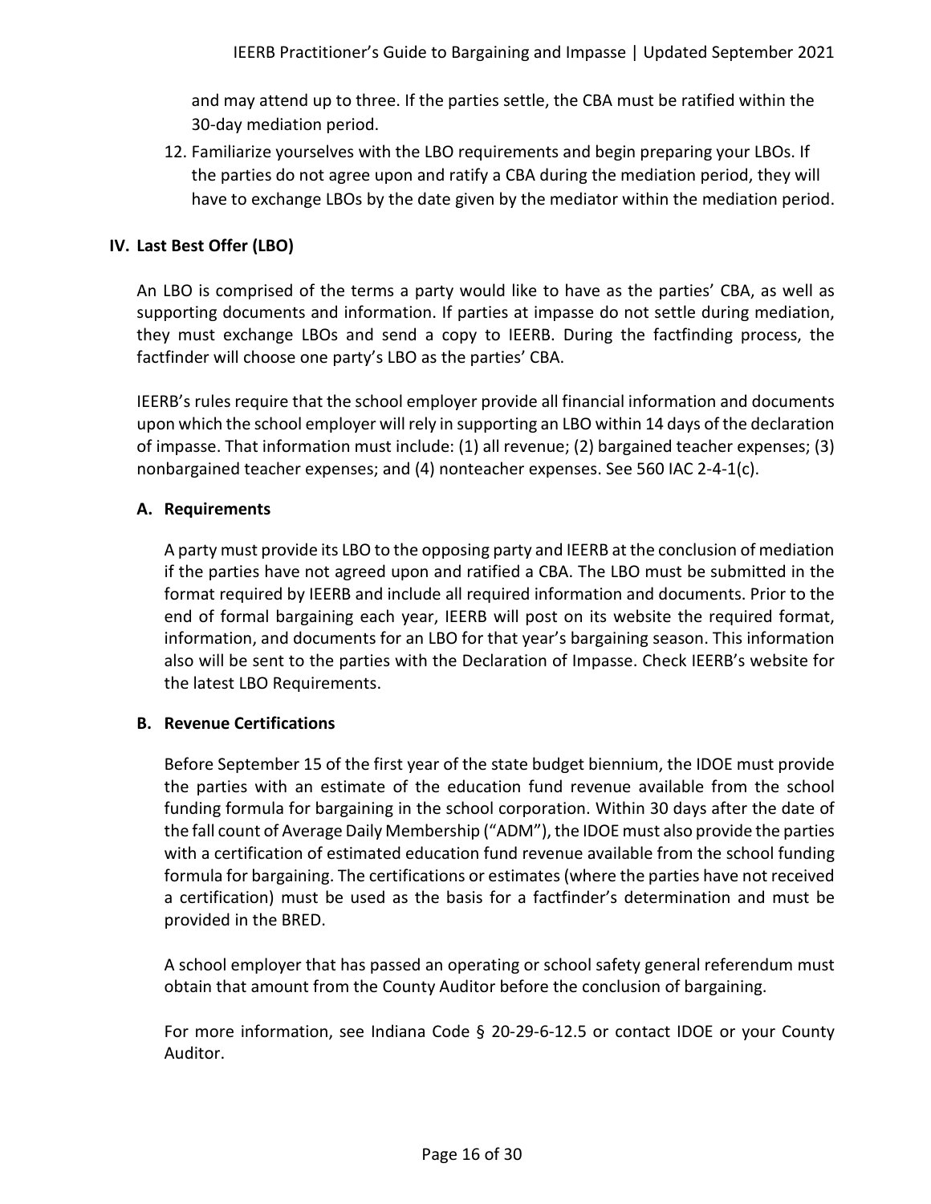and may attend up to three. If the parties settle, the CBA must be ratified within the 30-day mediation period.

12. Familiarize yourselves with the LBO requirements and begin preparing your LBOs. If the parties do not agree upon and ratify a CBA during the mediation period, they will have to exchange LBOs by the date given by the mediator within the mediation period.

## IV. Last Best Offer (LBO)

An LBO is comprised of the terms a party would like to have as the parties' CBA, as well as supporting documents and information. If parties at impasse do not settle during mediation, they must exchange LBOs and send a copy to IEERB. During the factfinding process, the factfinder will choose one party's LBO as the parties' CBA.

IEERB's rules require that the school employer provide all financial information and documents upon which the school employer will rely in supporting an LBO within 14 days of the declaration of impasse. That information must include: (1) all revenue; (2) bargained teacher expenses; (3) nonbargained teacher expenses; and (4) nonteacher expenses. See 560 IAC 2-4-1(c).

### A. Requirements

A party must provide its LBO to the opposing party and IEERB at the conclusion of mediation if the parties have not agreed upon and ratified a CBA. The LBO must be submitted in the format required by IEERB and include all required information and documents. Prior to the end of formal bargaining each year, IEERB will post on its website the required format, information, and documents for an LBO for that year's bargaining season. This information also will be sent to the parties with the Declaration of Impasse. Check IEERB's website for the latest LBO Requirements.

### B. Revenue Certifications

Before September 15 of the first year of the state budget biennium, the IDOE must provide the parties with an estimate of the education fund revenue available from the school funding formula for bargaining in the school corporation. Within 30 days after the date of the fall count of Average Daily Membership ("ADM"), the IDOE must also provide the parties with a certification of estimated education fund revenue available from the school funding formula for bargaining. The certifications or estimates (where the parties have not received a certification) must be used as the basis for a factfinder's determination and must be provided in the BRED.

A school employer that has passed an operating or school safety general referendum must obtain that amount from the County Auditor before the conclusion of bargaining.

For more information, see Indiana Code § 20-29-6-12.5 or contact IDOE or your County Auditor.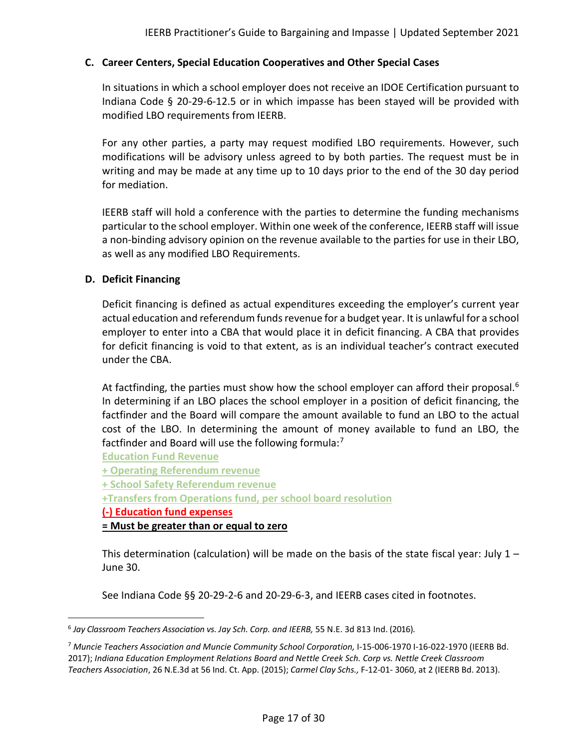### C. Career Centers, Special Education Cooperatives and Other Special Cases

In situations in which a school employer does not receive an IDOE Certification pursuant to Indiana Code § 20-29-6-12.5 or in which impasse has been stayed will be provided with modified LBO requirements from IEERB.

For any other parties, a party may request modified LBO requirements. However, such modifications will be advisory unless agreed to by both parties. The request must be in writing and may be made at any time up to 10 days prior to the end of the 30 day period for mediation.

IEERB staff will hold a conference with the parties to determine the funding mechanisms particular to the school employer. Within one week of the conference, IEERB staff will issue a non-binding advisory opinion on the revenue available to the parties for use in their LBO, as well as any modified LBO Requirements.

### D. Deficit Financing

Deficit financing is defined as actual expenditures exceeding the employer's current year actual education and referendum funds revenue for a budget year. It is unlawful for a school employer to enter into a CBA that would place it in deficit financing. A CBA that provides for deficit financing is void to that extent, as is an individual teacher's contract executed under the CBA.

At factfinding, the parties must show how the school employer can afford their proposal.[6] In determining if an LBO places the school employer in a position of deficit financing, the factfinder and the Board will compare the amount available to fund an LBO to the actual cost of the LBO. In determining the amount of money available to fund an LBO, the factfinder and Board will use the following formula:[7]

**Education Fund Revenue**
**+ Operating Referendum revenue**
**+ School Safety Referendum revenue**
**+Transfers from Operations fund, per school board resolution**
**(-) Education fund expenses**
**= Must be greater than or equal to zero**

This determination (calculation) will be made on the basis of the state fiscal year: July 1 – June 30.

See Indiana Code §§ 20-29-2-6 and 20-29-6-3, and IEERB cases cited in footnotes.

---

[6] *Jay Classroom Teachers Association vs. Jay Sch. Corp. and IEERB,* 55 N.E. 3d 813 Ind. (2016).

[7] *Muncie Teachers Association and Muncie Community School Corporation,* I-15-006-1970 I-16-022-1970 (IEERB Bd. 2017); *Indiana Education Employment Relations Board and Nettle Creek Sch. Corp vs. Nettle Creek Classroom Teachers Association*, 26 N.E.3d at 56 Ind. Ct. App. (2015); *Carmel Clay Schs.,* F-12-01- 3060, at 2 (IEERB Bd. 2013).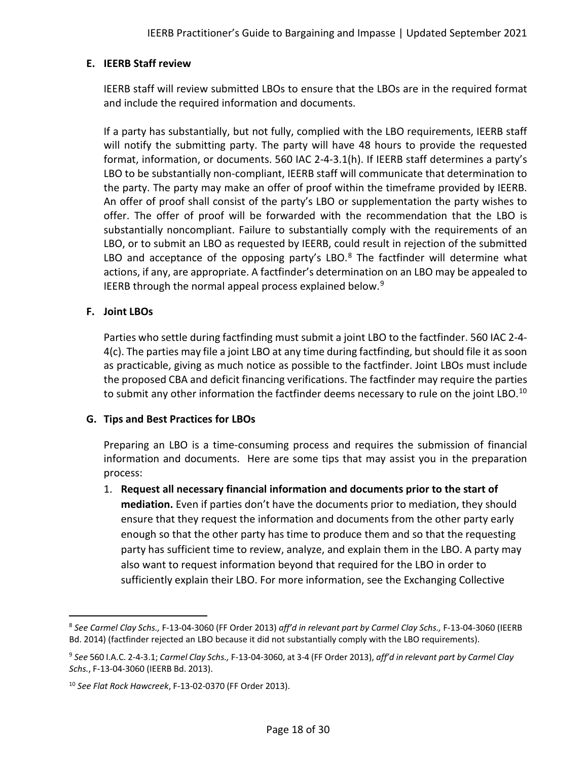### E. IEERB Staff review

IEERB staff will review submitted LBOs to ensure that the LBOs are in the required format and include the required information and documents.

If a party has substantially, but not fully, complied with the LBO requirements, IEERB staff will notify the submitting party. The party will have 48 hours to provide the requested format, information, or documents. 560 IAC 2-4-3.1(h). If IEERB staff determines a party's LBO to be substantially non-compliant, IEERB staff will communicate that determination to the party. The party may make an offer of proof within the timeframe provided by IEERB. An offer of proof shall consist of the party's LBO or supplementation the party wishes to offer. The offer of proof will be forwarded with the recommendation that the LBO is substantially noncompliant. Failure to substantially comply with the requirements of an LBO, or to submit an LBO as requested by IEERB, could result in rejection of the submitted LBO and acceptance of the opposing party's LBO.[8] The factfinder will determine what actions, if any, are appropriate. A factfinder's determination on an LBO may be appealed to IEERB through the normal appeal process explained below.[9]

### F. Joint LBOs

Parties who settle during factfinding must submit a joint LBO to the factfinder. 560 IAC 2-4-4(c). The parties may file a joint LBO at any time during factfinding, but should file it as soon as practicable, giving as much notice as possible to the factfinder. Joint LBOs must include the proposed CBA and deficit financing verifications. The factfinder may require the parties to submit any other information the factfinder deems necessary to rule on the joint LBO.[10]

### G. Tips and Best Practices for LBOs

Preparing an LBO is a time-consuming process and requires the submission of financial information and documents. Here are some tips that may assist you in the preparation process:

1. **Request all necessary financial information and documents prior to the start of mediation.** Even if parties don't have the documents prior to mediation, they should ensure that they request the information and documents from the other party early enough so that the other party has time to produce them and so that the requesting party has sufficient time to review, analyze, and explain them in the LBO. A party may also want to request information beyond that required for the LBO in order to sufficiently explain their LBO. For more information, see the Exchanging Collective

---

[8] *See Carmel Clay Schs.,* F-13-04-3060 (FF Order 2013) *aff'd in relevant part by Carmel Clay Schs.,* F-13-04-3060 (IEERB Bd. 2014) (factfinder rejected an LBO because it did not substantially comply with the LBO requirements).

[9] *See* 560 I.A.C. 2-4-3.1; *Carmel Clay Schs.,* F-13-04-3060, at 3-4 (FF Order 2013), *aff'd in relevant part by Carmel Clay Schs.*, F-13-04-3060 (IEERB Bd. 2013).

[10] *See Flat Rock Hawcreek*, F-13-02-0370 (FF Order 2013).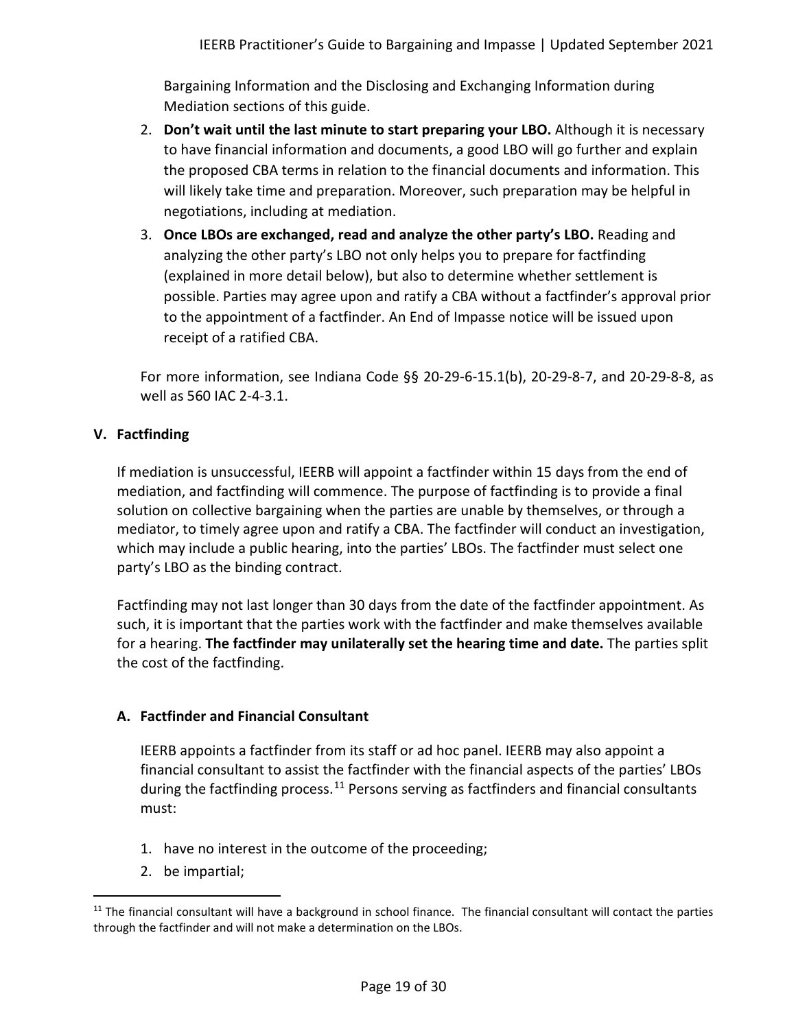Bargaining Information and the Disclosing and Exchanging Information during Mediation sections of this guide.

2. **Don't wait until the last minute to start preparing your LBO.** Although it is necessary to have financial information and documents, a good LBO will go further and explain the proposed CBA terms in relation to the financial documents and information. This will likely take time and preparation. Moreover, such preparation may be helpful in negotiations, including at mediation.
3. **Once LBOs are exchanged, read and analyze the other party's LBO.** Reading and analyzing the other party's LBO not only helps you to prepare for factfinding (explained in more detail below), but also to determine whether settlement is possible. Parties may agree upon and ratify a CBA without a factfinder's approval prior to the appointment of a factfinder. An End of Impasse notice will be issued upon receipt of a ratified CBA.

For more information, see Indiana Code §§ 20-29-6-15.1(b), 20-29-8-7, and 20-29-8-8, as well as 560 IAC 2-4-3.1.

## V. Factfinding

If mediation is unsuccessful, IEERB will appoint a factfinder within 15 days from the end of mediation, and factfinding will commence. The purpose of factfinding is to provide a final solution on collective bargaining when the parties are unable by themselves, or through a mediator, to timely agree upon and ratify a CBA. The factfinder will conduct an investigation, which may include a public hearing, into the parties' LBOs. The factfinder must select one party's LBO as the binding contract.

Factfinding may not last longer than 30 days from the date of the factfinder appointment. As such, it is important that the parties work with the factfinder and make themselves available for a hearing. **The factfinder may unilaterally set the hearing time and date.** The parties split the cost of the factfinding.

### A. Factfinder and Financial Consultant

IEERB appoints a factfinder from its staff or ad hoc panel. IEERB may also appoint a financial consultant to assist the factfinder with the financial aspects of the parties' LBOs during the factfinding process.[11] Persons serving as factfinders and financial consultants must:

1. have no interest in the outcome of the proceeding;
2. be impartial;

[11] The financial consultant will have a background in school finance. The financial consultant will contact the parties through the factfinder and will not make a determination on the LBOs.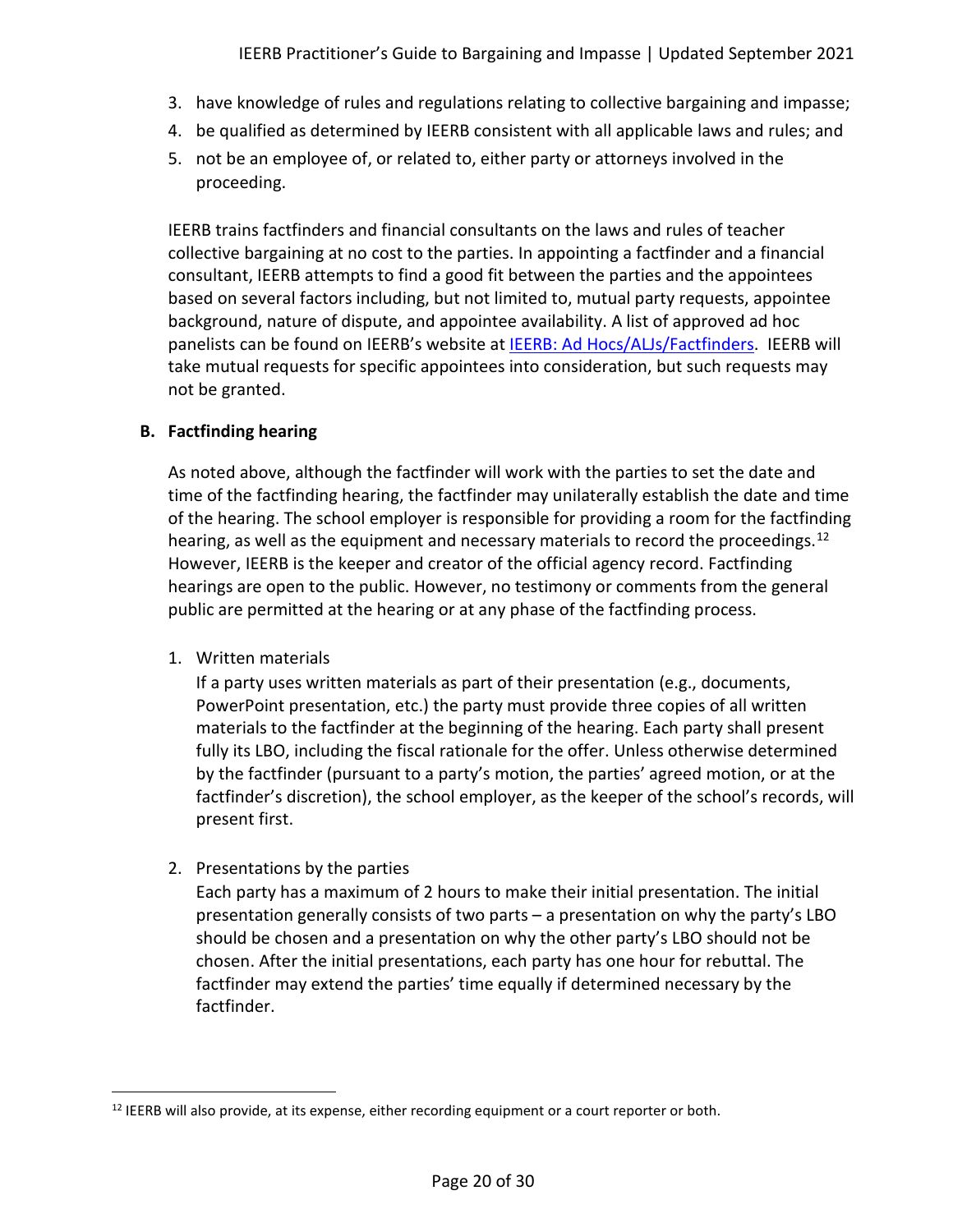3. have knowledge of rules and regulations relating to collective bargaining and impasse;
4. be qualified as determined by IEERB consistent with all applicable laws and rules; and
5. not be an employee of, or related to, either party or attorneys involved in the proceeding.

IEERB trains factfinders and financial consultants on the laws and rules of teacher collective bargaining at no cost to the parties. In appointing a factfinder and a financial consultant, IEERB attempts to find a good fit between the parties and the appointees based on several factors including, but not limited to, mutual party requests, appointee background, nature of dispute, and appointee availability. A list of approved ad hoc panelists can be found on IEERB's website at [IEERB: Ad Hocs/ALJs/Factfinders](). IEERB will take mutual requests for specific appointees into consideration, but such requests may not be granted.

### B. Factfinding hearing

As noted above, although the factfinder will work with the parties to set the date and time of the factfinding hearing, the factfinder may unilaterally establish the date and time of the hearing. The school employer is responsible for providing a room for the factfinding hearing, as well as the equipment and necessary materials to record the proceedings.[12] However, IEERB is the keeper and creator of the official agency record. Factfinding hearings are open to the public. However, no testimony or comments from the general public are permitted at the hearing or at any phase of the factfinding process.

1. Written materials

   If a party uses written materials as part of their presentation (e.g., documents, PowerPoint presentation, etc.) the party must provide three copies of all written materials to the factfinder at the beginning of the hearing. Each party shall present fully its LBO, including the fiscal rationale for the offer. Unless otherwise determined by the factfinder (pursuant to a party's motion, the parties' agreed motion, or at the factfinder's discretion), the school employer, as the keeper of the school's records, will present first.

2. Presentations by the parties

   Each party has a maximum of 2 hours to make their initial presentation. The initial presentation generally consists of two parts – a presentation on why the party's LBO should be chosen and a presentation on why the other party's LBO should not be chosen. After the initial presentations, each party has one hour for rebuttal. The factfinder may extend the parties' time equally if determined necessary by the factfinder.

---

[12] IEERB will also provide, at its expense, either recording equipment or a court reporter or both.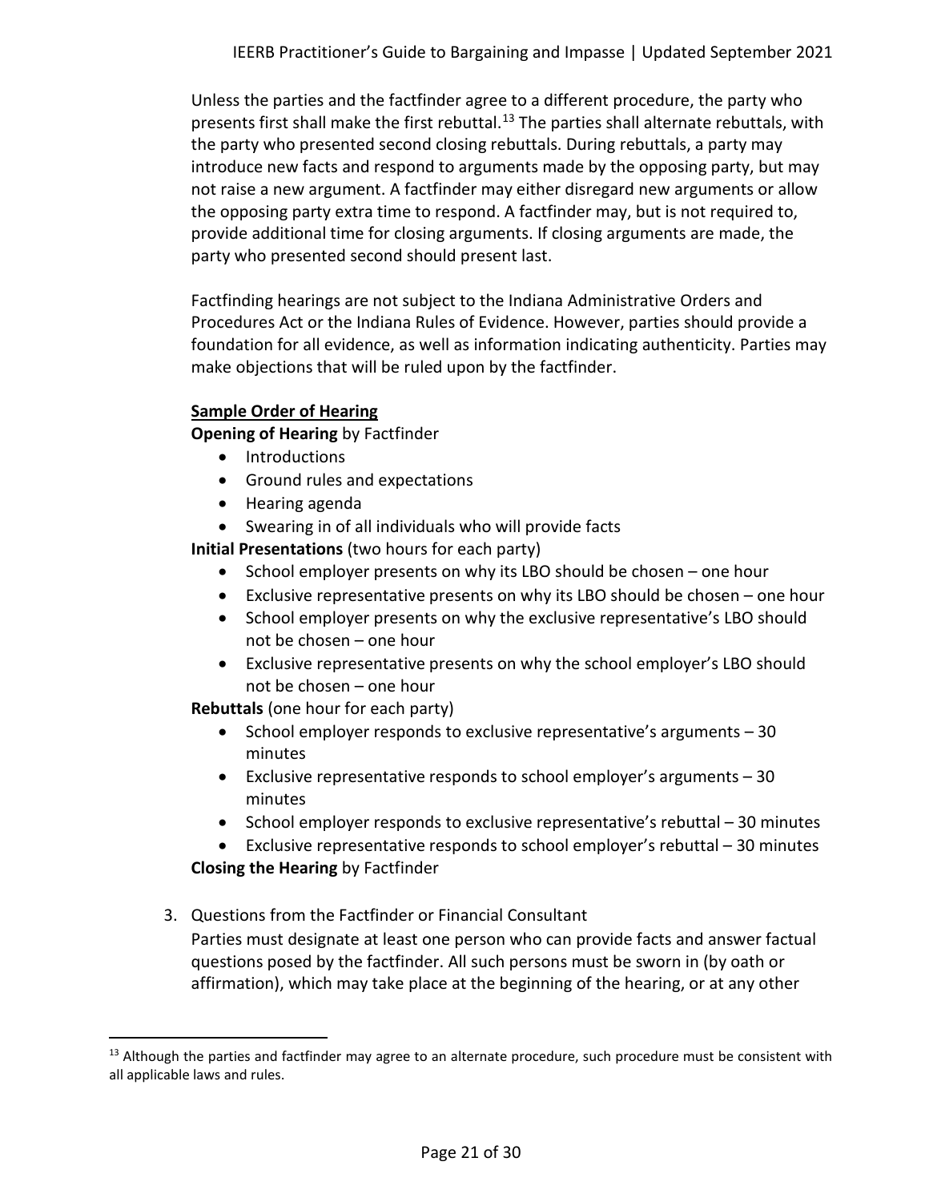Unless the parties and the factfinder agree to a different procedure, the party who presents first shall make the first rebuttal.[13] The parties shall alternate rebuttals, with the party who presented second closing rebuttals. During rebuttals, a party may introduce new facts and respond to arguments made by the opposing party, but may not raise a new argument. A factfinder may either disregard new arguments or allow the opposing party extra time to respond. A factfinder may, but is not required to, provide additional time for closing arguments. If closing arguments are made, the party who presented second should present last.

Factfinding hearings are not subject to the Indiana Administrative Orders and Procedures Act or the Indiana Rules of Evidence. However, parties should provide a foundation for all evidence, as well as information indicating authenticity. Parties may make objections that will be ruled upon by the factfinder.

**Sample Order of Hearing**

**Opening of Hearing** by Factfinder

- Introductions
- Ground rules and expectations
- Hearing agenda
- Swearing in of all individuals who will provide facts

**Initial Presentations** (two hours for each party)

- School employer presents on why its LBO should be chosen – one hour
- Exclusive representative presents on why its LBO should be chosen – one hour
- School employer presents on why the exclusive representative's LBO should not be chosen – one hour
- Exclusive representative presents on why the school employer's LBO should not be chosen – one hour

**Rebuttals** (one hour for each party)

- School employer responds to exclusive representative's arguments – 30 minutes
- Exclusive representative responds to school employer's arguments – 30 minutes
- School employer responds to exclusive representative's rebuttal – 30 minutes
- Exclusive representative responds to school employer's rebuttal – 30 minutes

**Closing the Hearing** by Factfinder

3. Questions from the Factfinder or Financial Consultant

Parties must designate at least one person who can provide facts and answer factual questions posed by the factfinder. All such persons must be sworn in (by oath or affirmation), which may take place at the beginning of the hearing, or at any other

[13] Although the parties and factfinder may agree to an alternate procedure, such procedure must be consistent with all applicable laws and rules.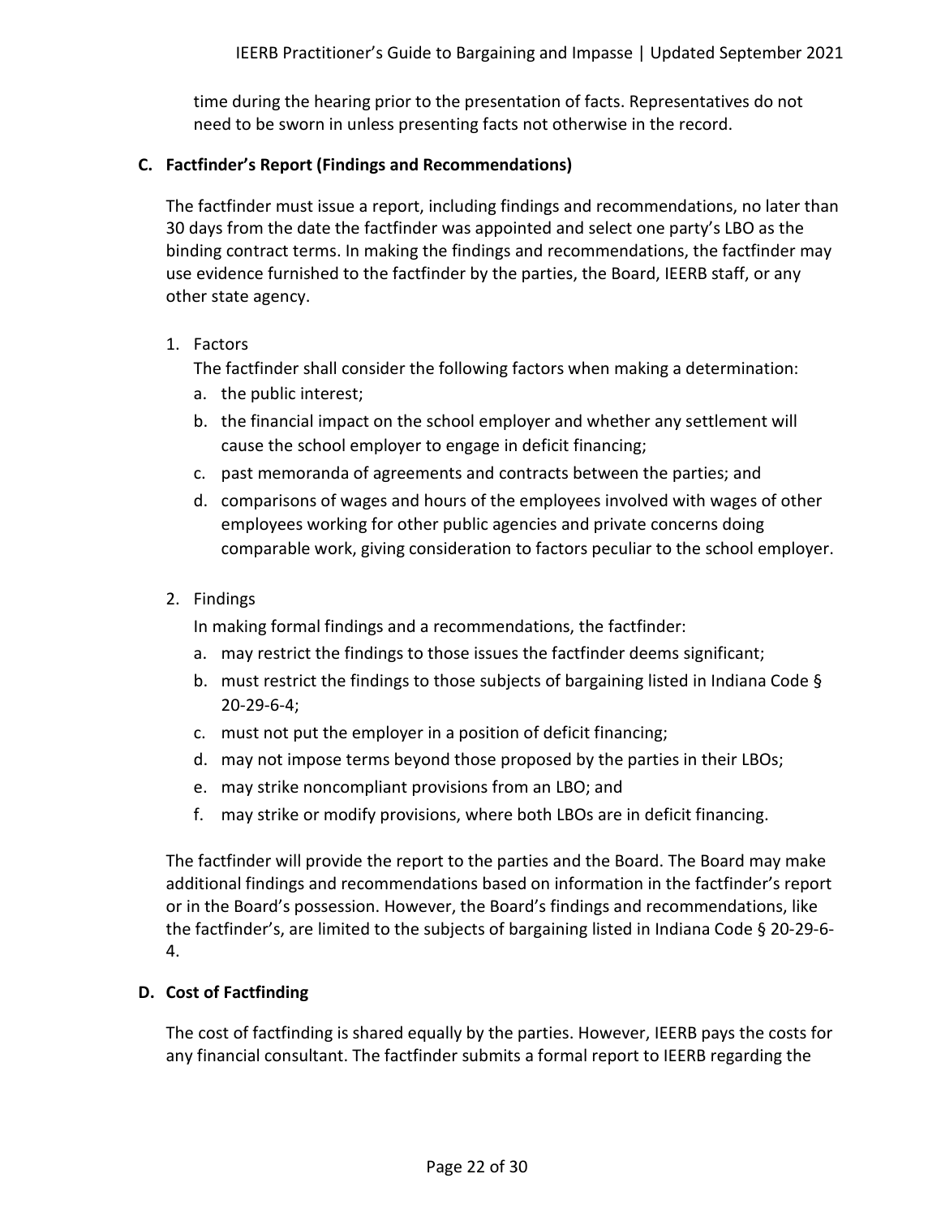time during the hearing prior to the presentation of facts. Representatives do not need to be sworn in unless presenting facts not otherwise in the record.

### C. Factfinder's Report (Findings and Recommendations)

The factfinder must issue a report, including findings and recommendations, no later than 30 days from the date the factfinder was appointed and select one party's LBO as the binding contract terms. In making the findings and recommendations, the factfinder may use evidence furnished to the factfinder by the parties, the Board, IEERB staff, or any other state agency.

1. Factors

   The factfinder shall consider the following factors when making a determination:

   a. the public interest;
   b. the financial impact on the school employer and whether any settlement will cause the school employer to engage in deficit financing;
   c. past memoranda of agreements and contracts between the parties; and
   d. comparisons of wages and hours of the employees involved with wages of other employees working for other public agencies and private concerns doing comparable work, giving consideration to factors peculiar to the school employer.

2. Findings

   In making formal findings and a recommendations, the factfinder:

   a. may restrict the findings to those issues the factfinder deems significant;
   b. must restrict the findings to those subjects of bargaining listed in Indiana Code § 20-29-6-4;
   c. must not put the employer in a position of deficit financing;
   d. may not impose terms beyond those proposed by the parties in their LBOs;
   e. may strike noncompliant provisions from an LBO; and
   f. may strike or modify provisions, where both LBOs are in deficit financing.

The factfinder will provide the report to the parties and the Board. The Board may make additional findings and recommendations based on information in the factfinder's report or in the Board's possession. However, the Board's findings and recommendations, like the factfinder's, are limited to the subjects of bargaining listed in Indiana Code § 20-29-6-4.

### D. Cost of Factfinding

The cost of factfinding is shared equally by the parties. However, IEERB pays the costs for any financial consultant. The factfinder submits a formal report to IEERB regarding the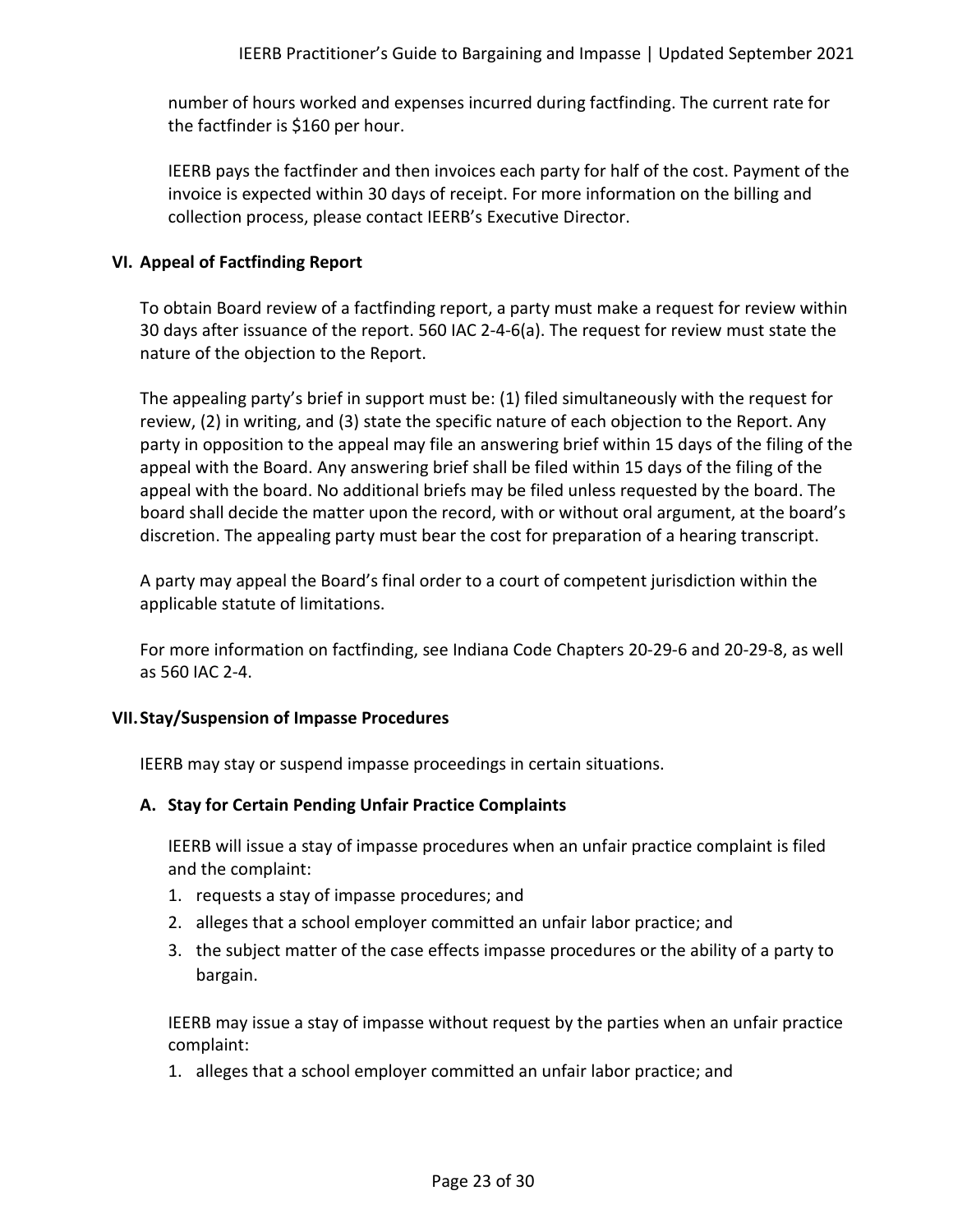number of hours worked and expenses incurred during factfinding. The current rate for the factfinder is $160 per hour.

IEERB pays the factfinder and then invoices each party for half of the cost. Payment of the invoice is expected within 30 days of receipt. For more information on the billing and collection process, please contact IEERB's Executive Director.

## VI. Appeal of Factfinding Report

To obtain Board review of a factfinding report, a party must make a request for review within 30 days after issuance of the report. 560 IAC 2-4-6(a). The request for review must state the nature of the objection to the Report.

The appealing party's brief in support must be: (1) filed simultaneously with the request for review, (2) in writing, and (3) state the specific nature of each objection to the Report. Any party in opposition to the appeal may file an answering brief within 15 days of the filing of the appeal with the Board. Any answering brief shall be filed within 15 days of the filing of the appeal with the board. No additional briefs may be filed unless requested by the board. The board shall decide the matter upon the record, with or without oral argument, at the board's discretion. The appealing party must bear the cost for preparation of a hearing transcript.

A party may appeal the Board's final order to a court of competent jurisdiction within the applicable statute of limitations.

For more information on factfinding, see Indiana Code Chapters 20-29-6 and 20-29-8, as well as 560 IAC 2-4.

## VII. Stay/Suspension of Impasse Procedures

IEERB may stay or suspend impasse proceedings in certain situations.

### A. Stay for Certain Pending Unfair Practice Complaints

IEERB will issue a stay of impasse procedures when an unfair practice complaint is filed and the complaint:

1. requests a stay of impasse procedures; and
2. alleges that a school employer committed an unfair labor practice; and
3. the subject matter of the case effects impasse procedures or the ability of a party to bargain.

IEERB may issue a stay of impasse without request by the parties when an unfair practice complaint:

1. alleges that a school employer committed an unfair labor practice; and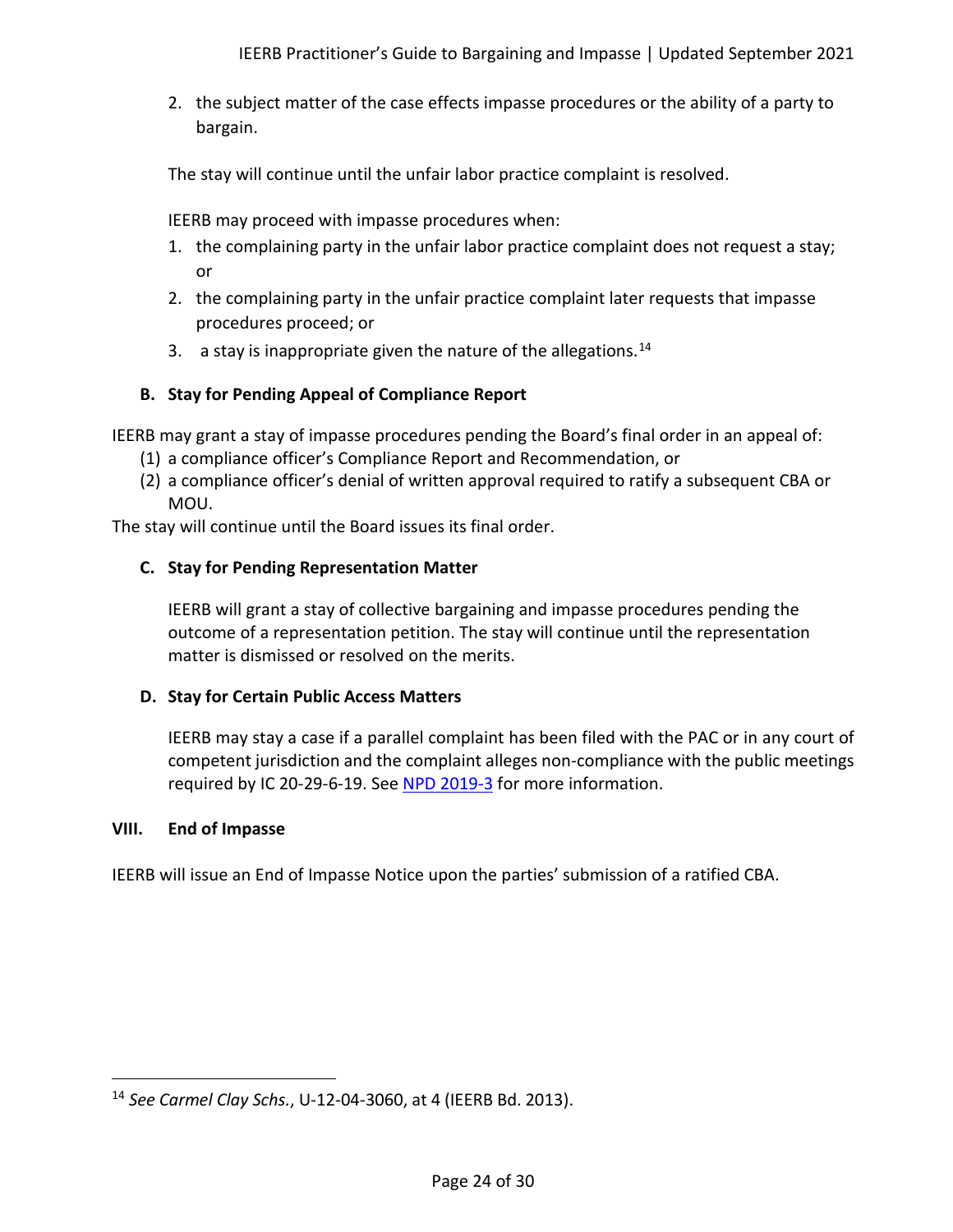2. the subject matter of the case effects impasse procedures or the ability of a party to bargain.

The stay will continue until the unfair labor practice complaint is resolved.

IEERB may proceed with impasse procedures when:

1. the complaining party in the unfair labor practice complaint does not request a stay; or
2. the complaining party in the unfair practice complaint later requests that impasse procedures proceed; or
3. a stay is inappropriate given the nature of the allegations.[14]

### B. Stay for Pending Appeal of Compliance Report

IEERB may grant a stay of impasse procedures pending the Board's final order in an appeal of:

(1) a compliance officer's Compliance Report and Recommendation, or
(2) a compliance officer's denial of written approval required to ratify a subsequent CBA or MOU.

The stay will continue until the Board issues its final order.

### C. Stay for Pending Representation Matter

IEERB will grant a stay of collective bargaining and impasse procedures pending the outcome of a representation petition. The stay will continue until the representation matter is dismissed or resolved on the merits.

### D. Stay for Certain Public Access Matters

IEERB may stay a case if a parallel complaint has been filed with the PAC or in any court of competent jurisdiction and the complaint alleges non-compliance with the public meetings required by IC 20-29-6-19. See NPD 2019-3 for more information.

## VIII. End of Impasse

IEERB will issue an End of Impasse Notice upon the parties' submission of a ratified CBA.

---

[14] *See Carmel Clay Schs.*, U-12-04-3060, at 4 (IEERB Bd. 2013).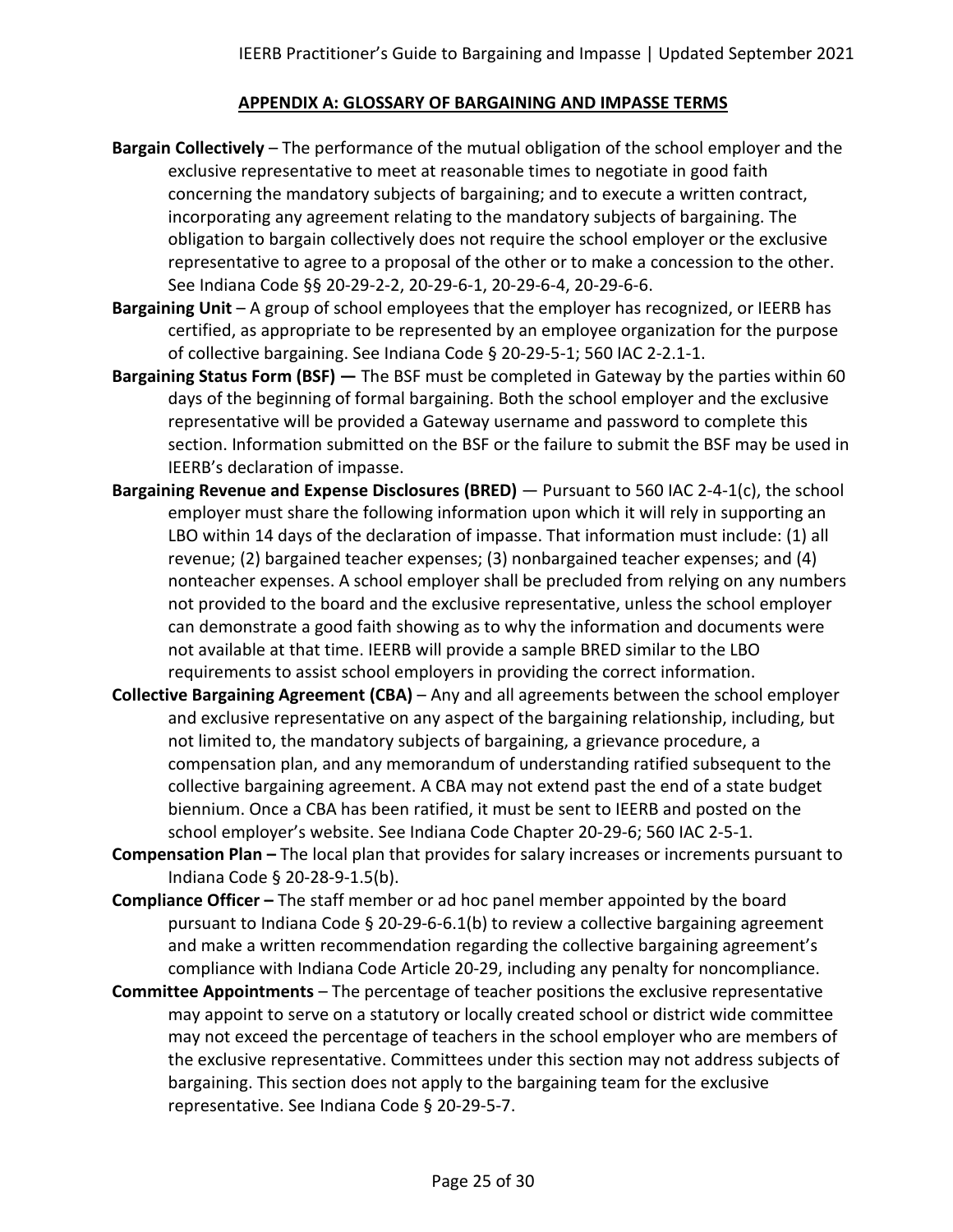## APPENDIX A: GLOSSARY OF BARGAINING AND IMPASSE TERMS

**Bargain Collectively** – The performance of the mutual obligation of the school employer and the exclusive representative to meet at reasonable times to negotiate in good faith concerning the mandatory subjects of bargaining; and to execute a written contract, incorporating any agreement relating to the mandatory subjects of bargaining. The obligation to bargain collectively does not require the school employer or the exclusive representative to agree to a proposal of the other or to make a concession to the other. See Indiana Code §§ 20-29-2-2, 20-29-6-1, 20-29-6-4, 20-29-6-6.

**Bargaining Unit** – A group of school employees that the employer has recognized, or IEERB has certified, as appropriate to be represented by an employee organization for the purpose of collective bargaining. See Indiana Code § 20-29-5-1; 560 IAC 2-2.1-1.

**Bargaining Status Form (BSF) —** The BSF must be completed in Gateway by the parties within 60 days of the beginning of formal bargaining. Both the school employer and the exclusive representative will be provided a Gateway username and password to complete this section. Information submitted on the BSF or the failure to submit the BSF may be used in IEERB's declaration of impasse.

**Bargaining Revenue and Expense Disclosures (BRED)** — Pursuant to 560 IAC 2-4-1(c), the school employer must share the following information upon which it will rely in supporting an LBO within 14 days of the declaration of impasse. That information must include: (1) all revenue; (2) bargained teacher expenses; (3) nonbargained teacher expenses; and (4) nonteacher expenses. A school employer shall be precluded from relying on any numbers not provided to the board and the exclusive representative, unless the school employer can demonstrate a good faith showing as to why the information and documents were not available at that time. IEERB will provide a sample BRED similar to the LBO requirements to assist school employers in providing the correct information.

**Collective Bargaining Agreement (CBA)** – Any and all agreements between the school employer and exclusive representative on any aspect of the bargaining relationship, including, but not limited to, the mandatory subjects of bargaining, a grievance procedure, a compensation plan, and any memorandum of understanding ratified subsequent to the collective bargaining agreement. A CBA may not extend past the end of a state budget biennium. Once a CBA has been ratified, it must be sent to IEERB and posted on the school employer's website. See Indiana Code Chapter 20-29-6; 560 IAC 2-5-1.

**Compensation Plan –** The local plan that provides for salary increases or increments pursuant to Indiana Code § 20-28-9-1.5(b).

**Compliance Officer –** The staff member or ad hoc panel member appointed by the board pursuant to Indiana Code § 20-29-6-6.1(b) to review a collective bargaining agreement and make a written recommendation regarding the collective bargaining agreement's compliance with Indiana Code Article 20-29, including any penalty for noncompliance.

**Committee Appointments** – The percentage of teacher positions the exclusive representative may appoint to serve on a statutory or locally created school or district wide committee may not exceed the percentage of teachers in the school employer who are members of the exclusive representative. Committees under this section may not address subjects of bargaining. This section does not apply to the bargaining team for the exclusive representative. See Indiana Code § 20-29-5-7.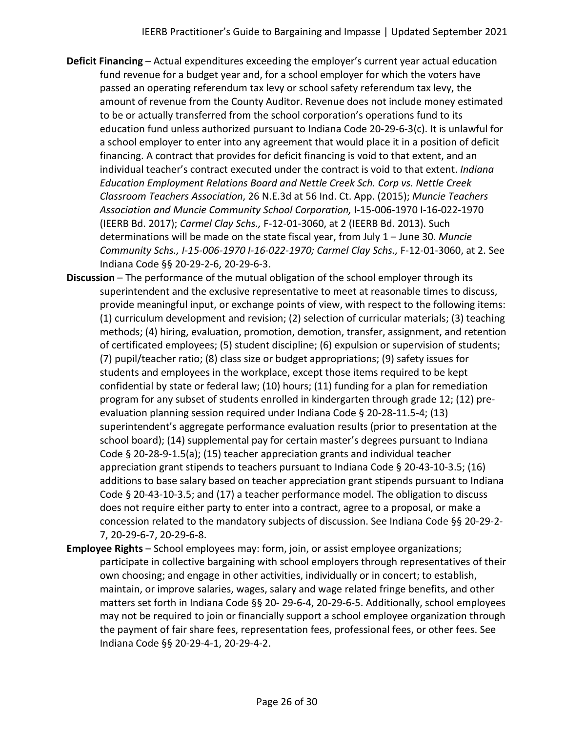**Deficit Financing** – Actual expenditures exceeding the employer's current year actual education fund revenue for a budget year and, for a school employer for which the voters have passed an operating referendum tax levy or school safety referendum tax levy, the amount of revenue from the County Auditor. Revenue does not include money estimated to be or actually transferred from the school corporation's operations fund to its education fund unless authorized pursuant to Indiana Code 20-29-6-3(c). It is unlawful for a school employer to enter into any agreement that would place it in a position of deficit financing. A contract that provides for deficit financing is void to that extent, and an individual teacher's contract executed under the contract is void to that extent. *Indiana Education Employment Relations Board and Nettle Creek Sch. Corp vs. Nettle Creek Classroom Teachers Association*, 26 N.E.3d at 56 Ind. Ct. App. (2015); *Muncie Teachers Association and Muncie Community School Corporation,* I-15-006-1970 I-16-022-1970 (IEERB Bd. 2017); *Carmel Clay Schs.,* F-12-01-3060, at 2 (IEERB Bd. 2013). Such determinations will be made on the state fiscal year, from July 1 – June 30. *Muncie Community Schs., I-15-006-1970 I-16-022-1970; Carmel Clay Schs.,* F-12-01-3060, at 2. See Indiana Code §§ 20-29-2-6, 20-29-6-3.

**Discussion** – The performance of the mutual obligation of the school employer through its superintendent and the exclusive representative to meet at reasonable times to discuss, provide meaningful input, or exchange points of view, with respect to the following items: (1) curriculum development and revision; (2) selection of curricular materials; (3) teaching methods; (4) hiring, evaluation, promotion, demotion, transfer, assignment, and retention of certificated employees; (5) student discipline; (6) expulsion or supervision of students; (7) pupil/teacher ratio; (8) class size or budget appropriations; (9) safety issues for students and employees in the workplace, except those items required to be kept confidential by state or federal law; (10) hours; (11) funding for a plan for remediation program for any subset of students enrolled in kindergarten through grade 12; (12) pre-evaluation planning session required under Indiana Code § 20-28-11.5-4; (13) superintendent's aggregate performance evaluation results (prior to presentation at the school board); (14) supplemental pay for certain master's degrees pursuant to Indiana Code § 20-28-9-1.5(a); (15) teacher appreciation grants and individual teacher appreciation grant stipends to teachers pursuant to Indiana Code § 20-43-10-3.5; (16) additions to base salary based on teacher appreciation grant stipends pursuant to Indiana Code § 20-43-10-3.5; and (17) a teacher performance model. The obligation to discuss does not require either party to enter into a contract, agree to a proposal, or make a concession related to the mandatory subjects of discussion. See Indiana Code §§ 20-29-2-7, 20-29-6-7, 20-29-6-8.

**Employee Rights** – School employees may: form, join, or assist employee organizations; participate in collective bargaining with school employers through representatives of their own choosing; and engage in other activities, individually or in concert; to establish, maintain, or improve salaries, wages, salary and wage related fringe benefits, and other matters set forth in Indiana Code §§ 20- 29-6-4, 20-29-6-5. Additionally, school employees may not be required to join or financially support a school employee organization through the payment of fair share fees, representation fees, professional fees, or other fees. See Indiana Code §§ 20-29-4-1, 20-29-4-2.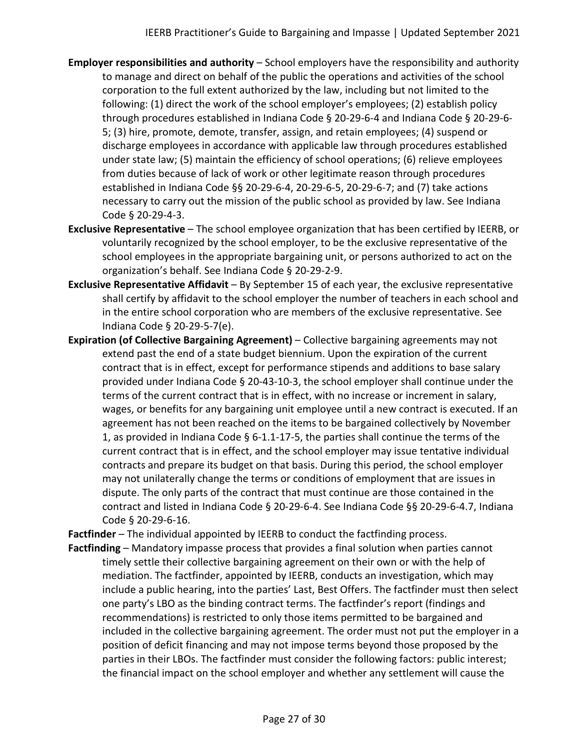**Employer responsibilities and authority** – School employers have the responsibility and authority to manage and direct on behalf of the public the operations and activities of the school corporation to the full extent authorized by the law, including but not limited to the following: (1) direct the work of the school employer's employees; (2) establish policy through procedures established in Indiana Code § 20-29-6-4 and Indiana Code § 20-29-6-5; (3) hire, promote, demote, transfer, assign, and retain employees; (4) suspend or discharge employees in accordance with applicable law through procedures established under state law; (5) maintain the efficiency of school operations; (6) relieve employees from duties because of lack of work or other legitimate reason through procedures established in Indiana Code §§ 20-29-6-4, 20-29-6-5, 20-29-6-7; and (7) take actions necessary to carry out the mission of the public school as provided by law. See Indiana Code § 20-29-4-3.

**Exclusive Representative** – The school employee organization that has been certified by IEERB, or voluntarily recognized by the school employer, to be the exclusive representative of the school employees in the appropriate bargaining unit, or persons authorized to act on the organization's behalf. See Indiana Code § 20-29-2-9.

**Exclusive Representative Affidavit** – By September 15 of each year, the exclusive representative shall certify by affidavit to the school employer the number of teachers in each school and in the entire school corporation who are members of the exclusive representative. See Indiana Code § 20-29-5-7(e).

**Expiration (of Collective Bargaining Agreement)** – Collective bargaining agreements may not extend past the end of a state budget biennium. Upon the expiration of the current contract that is in effect, except for performance stipends and additions to base salary provided under Indiana Code § 20-43-10-3, the school employer shall continue under the terms of the current contract that is in effect, with no increase or increment in salary, wages, or benefits for any bargaining unit employee until a new contract is executed. If an agreement has not been reached on the items to be bargained collectively by November 1, as provided in Indiana Code § 6-1.1-17-5, the parties shall continue the terms of the current contract that is in effect, and the school employer may issue tentative individual contracts and prepare its budget on that basis. During this period, the school employer may not unilaterally change the terms or conditions of employment that are issues in dispute. The only parts of the contract that must continue are those contained in the contract and listed in Indiana Code § 20-29-6-4. See Indiana Code §§ 20-29-6-4.7, Indiana Code § 20-29-6-16.

**Factfinder** – The individual appointed by IEERB to conduct the factfinding process.

**Factfinding** – Mandatory impasse process that provides a final solution when parties cannot timely settle their collective bargaining agreement on their own or with the help of mediation. The factfinder, appointed by IEERB, conducts an investigation, which may include a public hearing, into the parties' Last, Best Offers. The factfinder must then select one party's LBO as the binding contract terms. The factfinder's report (findings and recommendations) is restricted to only those items permitted to be bargained and included in the collective bargaining agreement. The order must not put the employer in a position of deficit financing and may not impose terms beyond those proposed by the parties in their LBOs. The factfinder must consider the following factors: public interest; the financial impact on the school employer and whether any settlement will cause the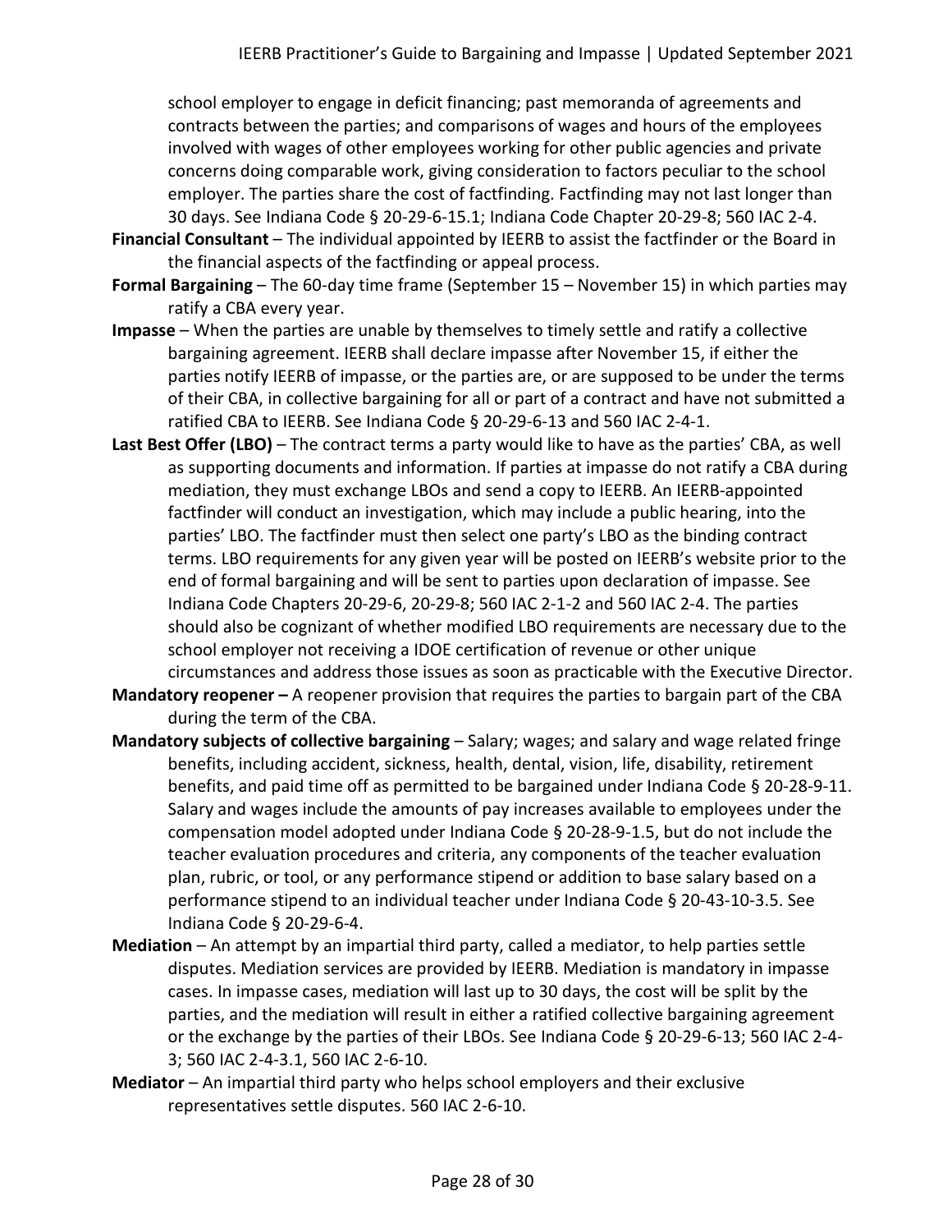school employer to engage in deficit financing; past memoranda of agreements and contracts between the parties; and comparisons of wages and hours of the employees involved with wages of other employees working for other public agencies and private concerns doing comparable work, giving consideration to factors peculiar to the school employer. The parties share the cost of factfinding. Factfinding may not last longer than 30 days. See Indiana Code § 20-29-6-15.1; Indiana Code Chapter 20-29-8; 560 IAC 2-4.

**Financial Consultant** – The individual appointed by IEERB to assist the factfinder or the Board in the financial aspects of the factfinding or appeal process.

**Formal Bargaining** – The 60-day time frame (September 15 – November 15) in which parties may ratify a CBA every year.

**Impasse** – When the parties are unable by themselves to timely settle and ratify a collective bargaining agreement. IEERB shall declare impasse after November 15, if either the parties notify IEERB of impasse, or the parties are, or are supposed to be under the terms of their CBA, in collective bargaining for all or part of a contract and have not submitted a ratified CBA to IEERB. See Indiana Code § 20-29-6-13 and 560 IAC 2-4-1.

**Last Best Offer (LBO)** – The contract terms a party would like to have as the parties' CBA, as well as supporting documents and information. If parties at impasse do not ratify a CBA during mediation, they must exchange LBOs and send a copy to IEERB. An IEERB-appointed factfinder will conduct an investigation, which may include a public hearing, into the parties' LBO. The factfinder must then select one party's LBO as the binding contract terms. LBO requirements for any given year will be posted on IEERB's website prior to the end of formal bargaining and will be sent to parties upon declaration of impasse. See Indiana Code Chapters 20-29-6, 20-29-8; 560 IAC 2-1-2 and 560 IAC 2-4. The parties should also be cognizant of whether modified LBO requirements are necessary due to the school employer not receiving a IDOE certification of revenue or other unique circumstances and address those issues as soon as practicable with the Executive Director.

**Mandatory reopener –** A reopener provision that requires the parties to bargain part of the CBA during the term of the CBA.

**Mandatory subjects of collective bargaining** – Salary; wages; and salary and wage related fringe benefits, including accident, sickness, health, dental, vision, life, disability, retirement benefits, and paid time off as permitted to be bargained under Indiana Code § 20-28-9-11. Salary and wages include the amounts of pay increases available to employees under the compensation model adopted under Indiana Code § 20-28-9-1.5, but do not include the teacher evaluation procedures and criteria, any components of the teacher evaluation plan, rubric, or tool, or any performance stipend or addition to base salary based on a performance stipend to an individual teacher under Indiana Code § 20-43-10-3.5. See Indiana Code § 20-29-6-4.

**Mediation** – An attempt by an impartial third party, called a mediator, to help parties settle disputes. Mediation services are provided by IEERB. Mediation is mandatory in impasse cases. In impasse cases, mediation will last up to 30 days, the cost will be split by the parties, and the mediation will result in either a ratified collective bargaining agreement or the exchange by the parties of their LBOs. See Indiana Code § 20-29-6-13; 560 IAC 2-4-3; 560 IAC 2-4-3.1, 560 IAC 2-6-10.

**Mediator** – An impartial third party who helps school employers and their exclusive representatives settle disputes. 560 IAC 2-6-10.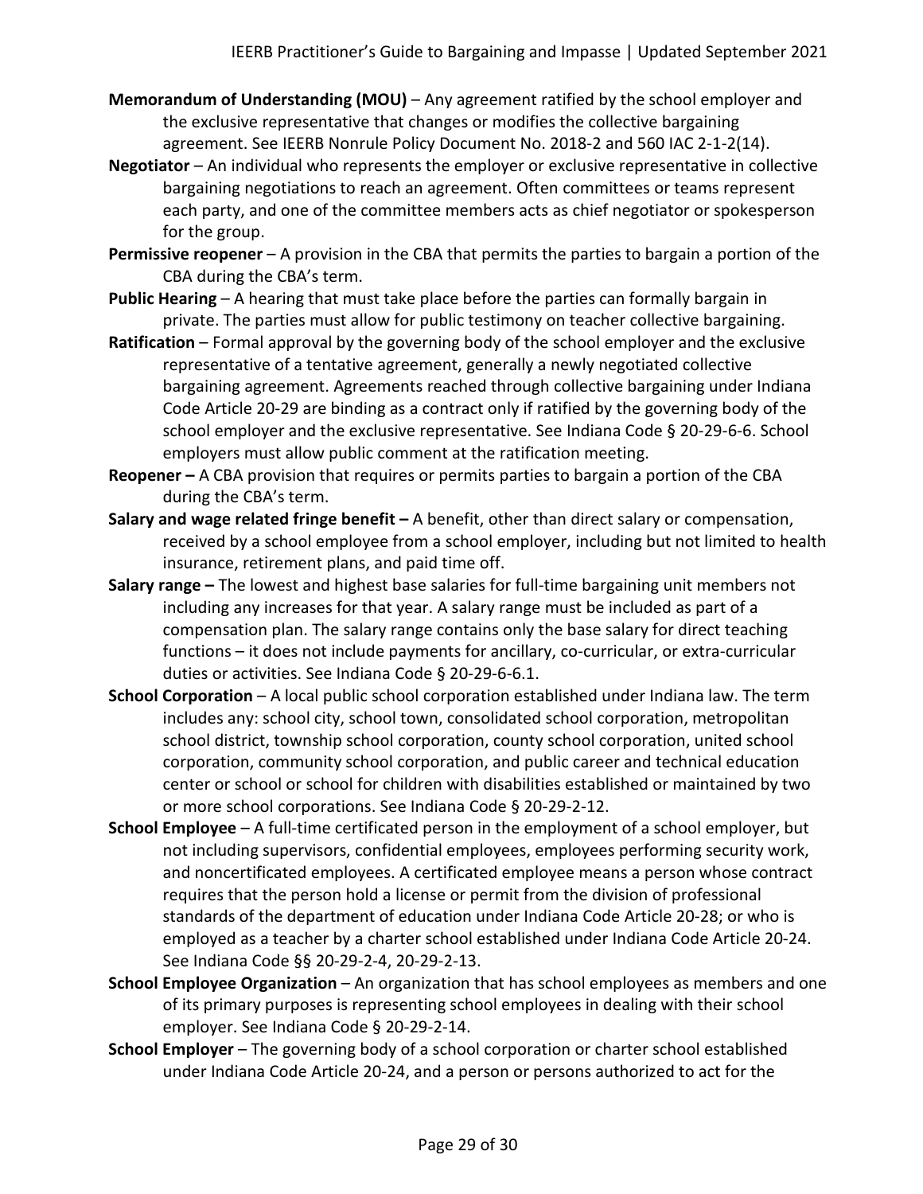**Memorandum of Understanding (MOU)** – Any agreement ratified by the school employer and the exclusive representative that changes or modifies the collective bargaining agreement. See IEERB Nonrule Policy Document No. 2018-2 and 560 IAC 2-1-2(14).

**Negotiator** – An individual who represents the employer or exclusive representative in collective bargaining negotiations to reach an agreement. Often committees or teams represent each party, and one of the committee members acts as chief negotiator or spokesperson for the group.

**Permissive reopener** – A provision in the CBA that permits the parties to bargain a portion of the CBA during the CBA's term.

**Public Hearing** – A hearing that must take place before the parties can formally bargain in private. The parties must allow for public testimony on teacher collective bargaining.

**Ratification** – Formal approval by the governing body of the school employer and the exclusive representative of a tentative agreement, generally a newly negotiated collective bargaining agreement. Agreements reached through collective bargaining under Indiana Code Article 20-29 are binding as a contract only if ratified by the governing body of the school employer and the exclusive representative. See Indiana Code § 20-29-6-6. School employers must allow public comment at the ratification meeting.

**Reopener –** A CBA provision that requires or permits parties to bargain a portion of the CBA during the CBA's term.

**Salary and wage related fringe benefit –** A benefit, other than direct salary or compensation, received by a school employee from a school employer, including but not limited to health insurance, retirement plans, and paid time off.

**Salary range –** The lowest and highest base salaries for full-time bargaining unit members not including any increases for that year. A salary range must be included as part of a compensation plan. The salary range contains only the base salary for direct teaching functions – it does not include payments for ancillary, co-curricular, or extra-curricular duties or activities. See Indiana Code § 20-29-6-6.1.

**School Corporation** – A local public school corporation established under Indiana law. The term includes any: school city, school town, consolidated school corporation, metropolitan school district, township school corporation, county school corporation, united school corporation, community school corporation, and public career and technical education center or school or school for children with disabilities established or maintained by two or more school corporations. See Indiana Code § 20-29-2-12.

**School Employee** – A full-time certificated person in the employment of a school employer, but not including supervisors, confidential employees, employees performing security work, and noncertificated employees. A certificated employee means a person whose contract requires that the person hold a license or permit from the division of professional standards of the department of education under Indiana Code Article 20-28; or who is employed as a teacher by a charter school established under Indiana Code Article 20-24. See Indiana Code §§ 20-29-2-4, 20-29-2-13.

**School Employee Organization** – An organization that has school employees as members and one of its primary purposes is representing school employees in dealing with their school employer. See Indiana Code § 20-29-2-14.

**School Employer** – The governing body of a school corporation or charter school established under Indiana Code Article 20-24, and a person or persons authorized to act for the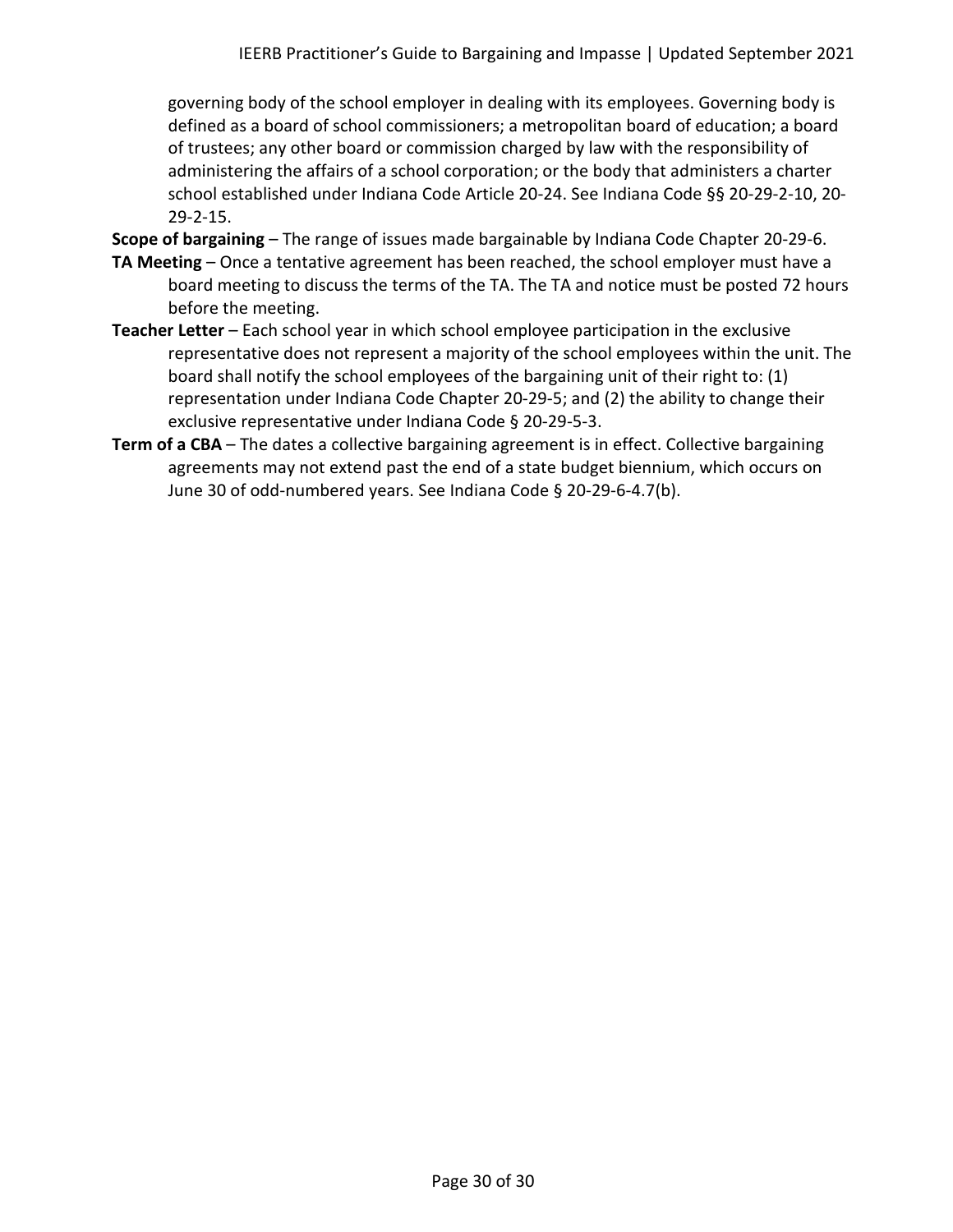governing body of the school employer in dealing with its employees. Governing body is defined as a board of school commissioners; a metropolitan board of education; a board of trustees; any other board or commission charged by law with the responsibility of administering the affairs of a school corporation; or the body that administers a charter school established under Indiana Code Article 20-24. See Indiana Code §§ 20-29-2-10, 20-29-2-15.

**Scope of bargaining** – The range of issues made bargainable by Indiana Code Chapter 20-29-6.

**TA Meeting** – Once a tentative agreement has been reached, the school employer must have a board meeting to discuss the terms of the TA. The TA and notice must be posted 72 hours before the meeting.

**Teacher Letter** – Each school year in which school employee participation in the exclusive representative does not represent a majority of the school employees within the unit. The board shall notify the school employees of the bargaining unit of their right to: (1) representation under Indiana Code Chapter 20-29-5; and (2) the ability to change their exclusive representative under Indiana Code § 20-29-5-3.

**Term of a CBA** – The dates a collective bargaining agreement is in effect. Collective bargaining agreements may not extend past the end of a state budget biennium, which occurs on June 30 of odd-numbered years. See Indiana Code § 20-29-6-4.7(b).